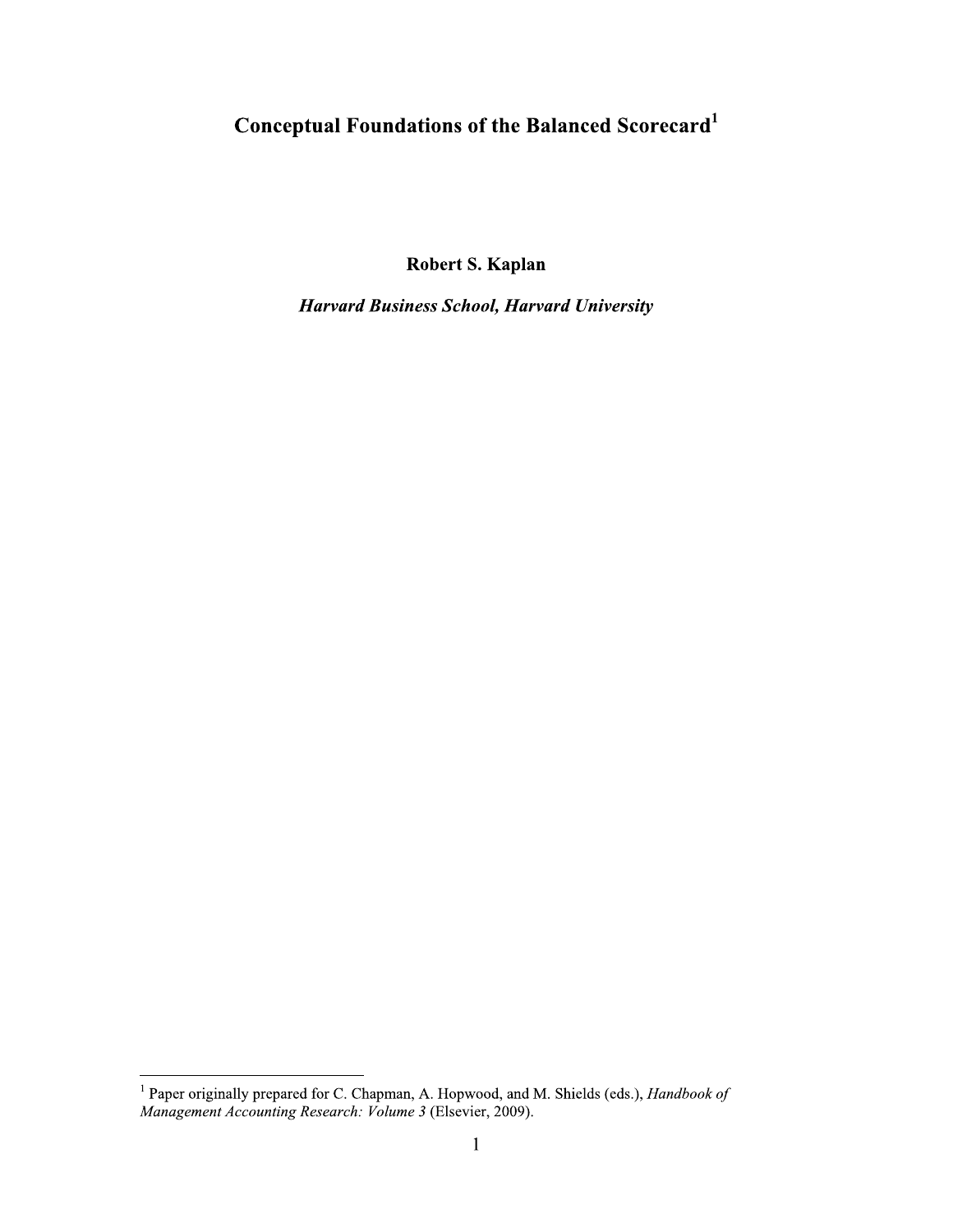# Conceptual Foundations of the Balanced Scorecard[1]

**Robert S. Kaplan**

***Harvard Business School, Harvard University***

[1] Paper originally prepared for C. Chapman, A. Hopwood, and M. Shields (eds.), *Handbook of Management Accounting Research: Volume 3* (Elsevier, 2009).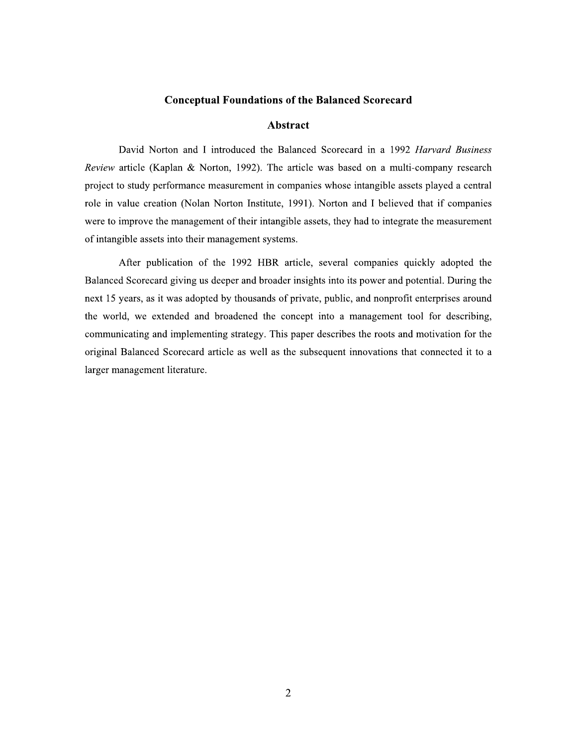# Conceptual Foundations of the Balanced Scorecard

## Abstract

David Norton and I introduced the Balanced Scorecard in a 1992 *Harvard Business Review* article (Kaplan & Norton, 1992). The article was based on a multi-company research project to study performance measurement in companies whose intangible assets played a central role in value creation (Nolan Norton Institute, 1991). Norton and I believed that if companies were to improve the management of their intangible assets, they had to integrate the measurement of intangible assets into their management systems.

After publication of the 1992 HBR article, several companies quickly adopted the Balanced Scorecard giving us deeper and broader insights into its power and potential. During the next 15 years, as it was adopted by thousands of private, public, and nonprofit enterprises around the world, we extended and broadened the concept into a management tool for describing, communicating and implementing strategy. This paper describes the roots and motivation for the original Balanced Scorecard article as well as the subsequent innovations that connected it to a larger management literature.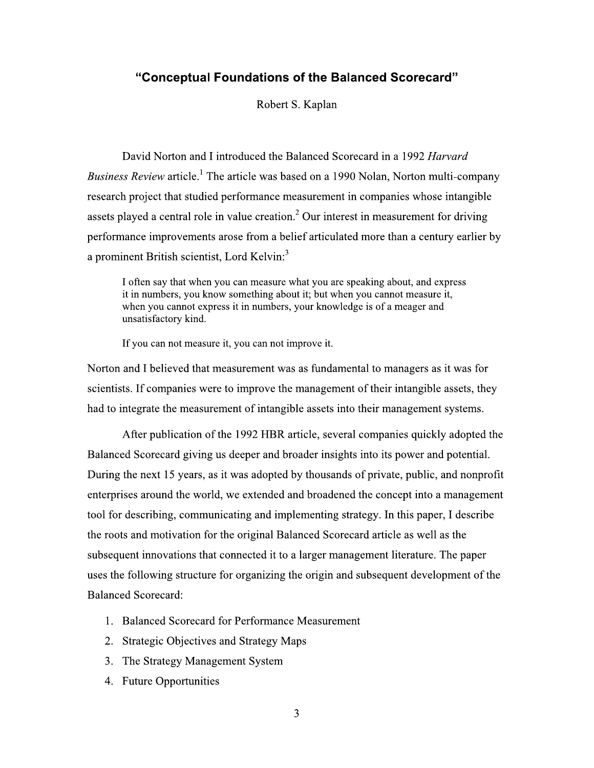# "Conceptual Foundations of the Balanced Scorecard"

Robert S. Kaplan

David Norton and I introduced the Balanced Scorecard in a 1992 *Harvard Business Review* article.[1] The article was based on a 1990 Nolan, Norton multi-company research project that studied performance measurement in companies whose intangible assets played a central role in value creation.[2] Our interest in measurement for driving performance improvements arose from a belief articulated more than a century earlier by a prominent British scientist, Lord Kelvin:[3]

> I often say that when you can measure what you are speaking about, and express it in numbers, you know something about it; but when you cannot measure it, when you cannot express it in numbers, your knowledge is of a meager and unsatisfactory kind.
>
> If you can not measure it, you can not improve it.

Norton and I believed that measurement was as fundamental to managers as it was for scientists. If companies were to improve the management of their intangible assets, they had to integrate the measurement of intangible assets into their management systems.

After publication of the 1992 HBR article, several companies quickly adopted the Balanced Scorecard giving us deeper and broader insights into its power and potential. During the next 15 years, as it was adopted by thousands of private, public, and nonprofit enterprises around the world, we extended and broadened the concept into a management tool for describing, communicating and implementing strategy. In this paper, I describe the roots and motivation for the original Balanced Scorecard article as well as the subsequent innovations that connected it to a larger management literature. The paper uses the following structure for organizing the origin and subsequent development of the Balanced Scorecard:

1. Balanced Scorecard for Performance Measurement
2. Strategic Objectives and Strategy Maps
3. The Strategy Management System
4. Future Opportunities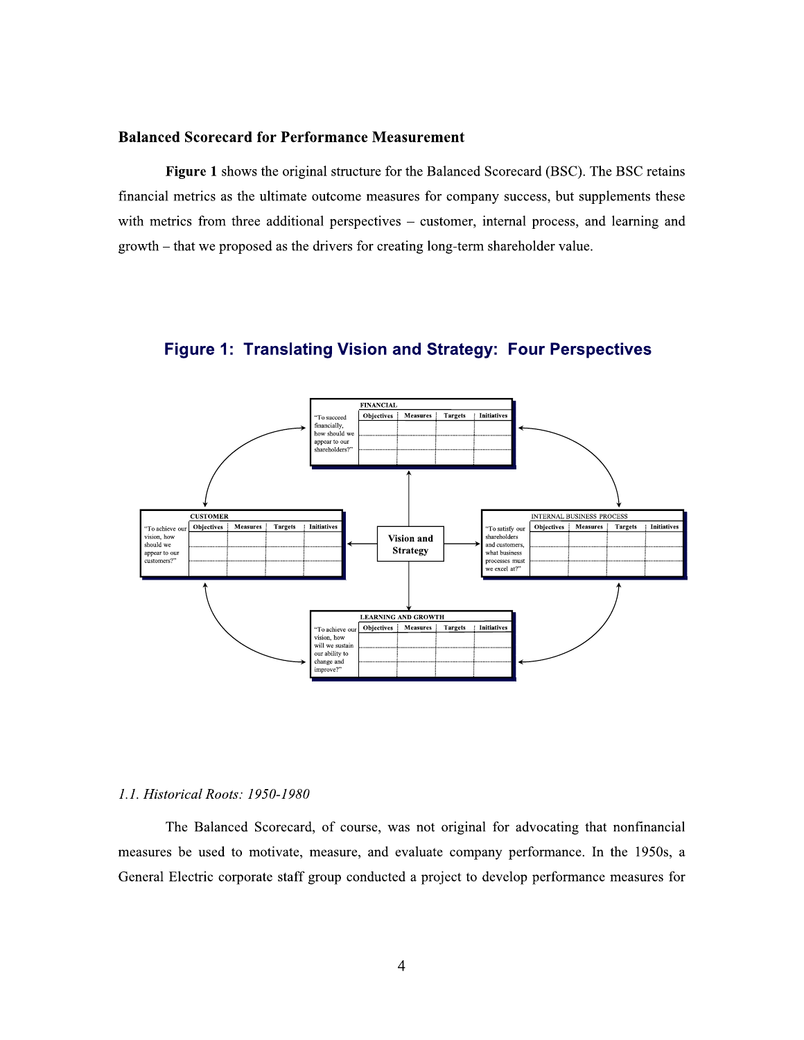### Balanced Scorecard for Performance Measurement

**Figure 1** shows the original structure for the Balanced Scorecard (BSC). The BSC retains financial metrics as the ultimate outcome measures for company success, but supplements these with metrics from three additional perspectives – customer, internal process, and learning and growth – that we proposed as the drivers for creating long-term shareholder value.

**Figure 1: Translating Vision and Strategy: Four Perspectives**

*1.1. Historical Roots: 1950-1980*

The Balanced Scorecard, of course, was not original for advocating that nonfinancial measures be used to motivate, measure, and evaluate company performance. In the 1950s, a General Electric corporate staff group conducted a project to develop performance measures for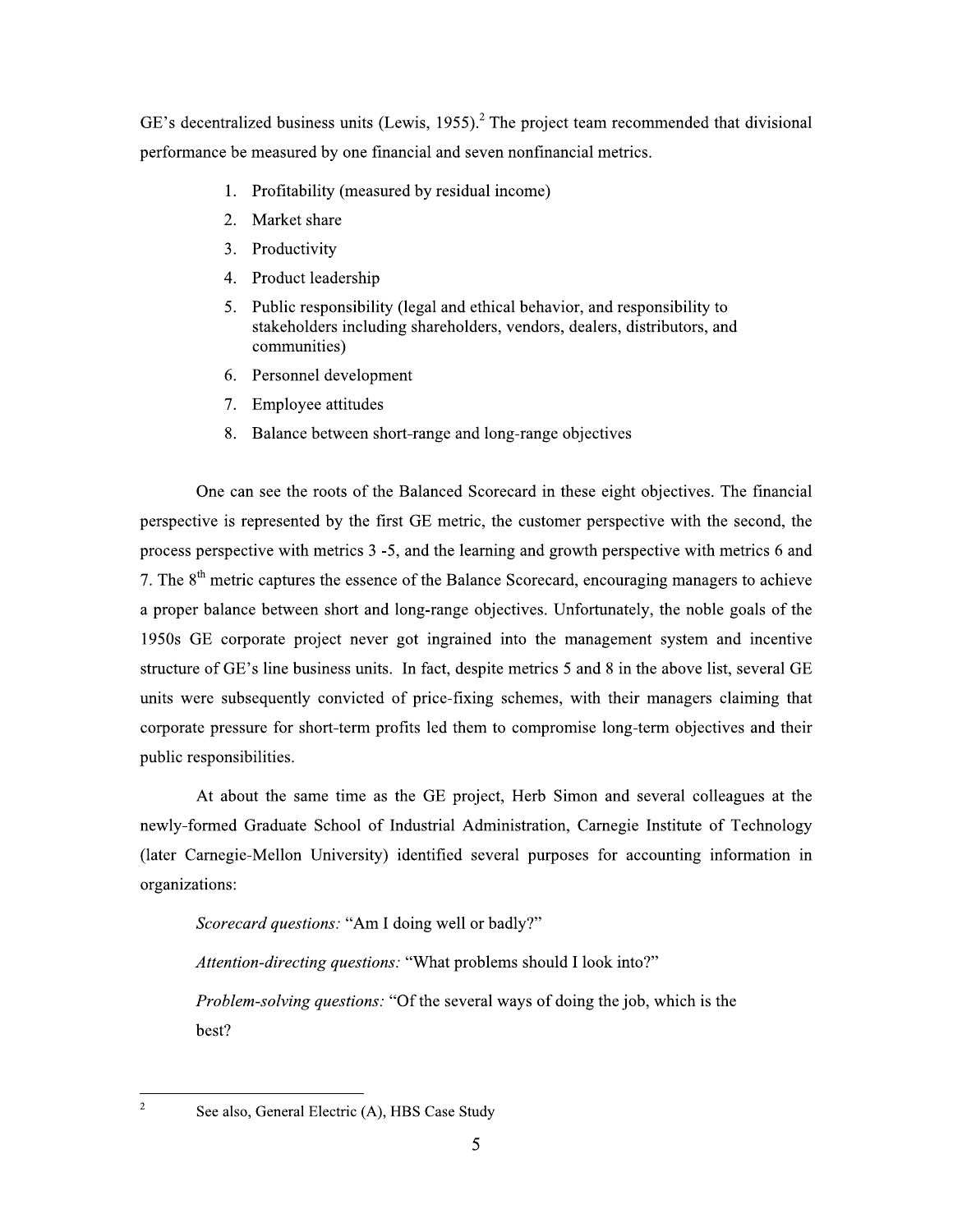GE's decentralized business units (Lewis, 1955).[2] The project team recommended that divisional performance be measured by one financial and seven nonfinancial metrics.

1. Profitability (measured by residual income)
2. Market share
3. Productivity
4. Product leadership
5. Public responsibility (legal and ethical behavior, and responsibility to stakeholders including shareholders, vendors, dealers, distributors, and communities)
6. Personnel development
7. Employee attitudes
8. Balance between short-range and long-range objectives

One can see the roots of the Balanced Scorecard in these eight objectives. The financial perspective is represented by the first GE metric, the customer perspective with the second, the process perspective with metrics 3 -5, and the learning and growth perspective with metrics 6 and 7. The 8th metric captures the essence of the Balance Scorecard, encouraging managers to achieve a proper balance between short and long-range objectives. Unfortunately, the noble goals of the 1950s GE corporate project never got ingrained into the management system and incentive structure of GE's line business units. In fact, despite metrics 5 and 8 in the above list, several GE units were subsequently convicted of price-fixing schemes, with their managers claiming that corporate pressure for short-term profits led them to compromise long-term objectives and their public responsibilities.

At about the same time as the GE project, Herb Simon and several colleagues at the newly-formed Graduate School of Industrial Administration, Carnegie Institute of Technology (later Carnegie-Mellon University) identified several purposes for accounting information in organizations:

*Scorecard questions:* "Am I doing well or badly?"

*Attention-directing questions:* "What problems should I look into?"

*Problem-solving questions:* "Of the several ways of doing the job, which is the best?

---

[2] See also, General Electric (A), HBS Case Study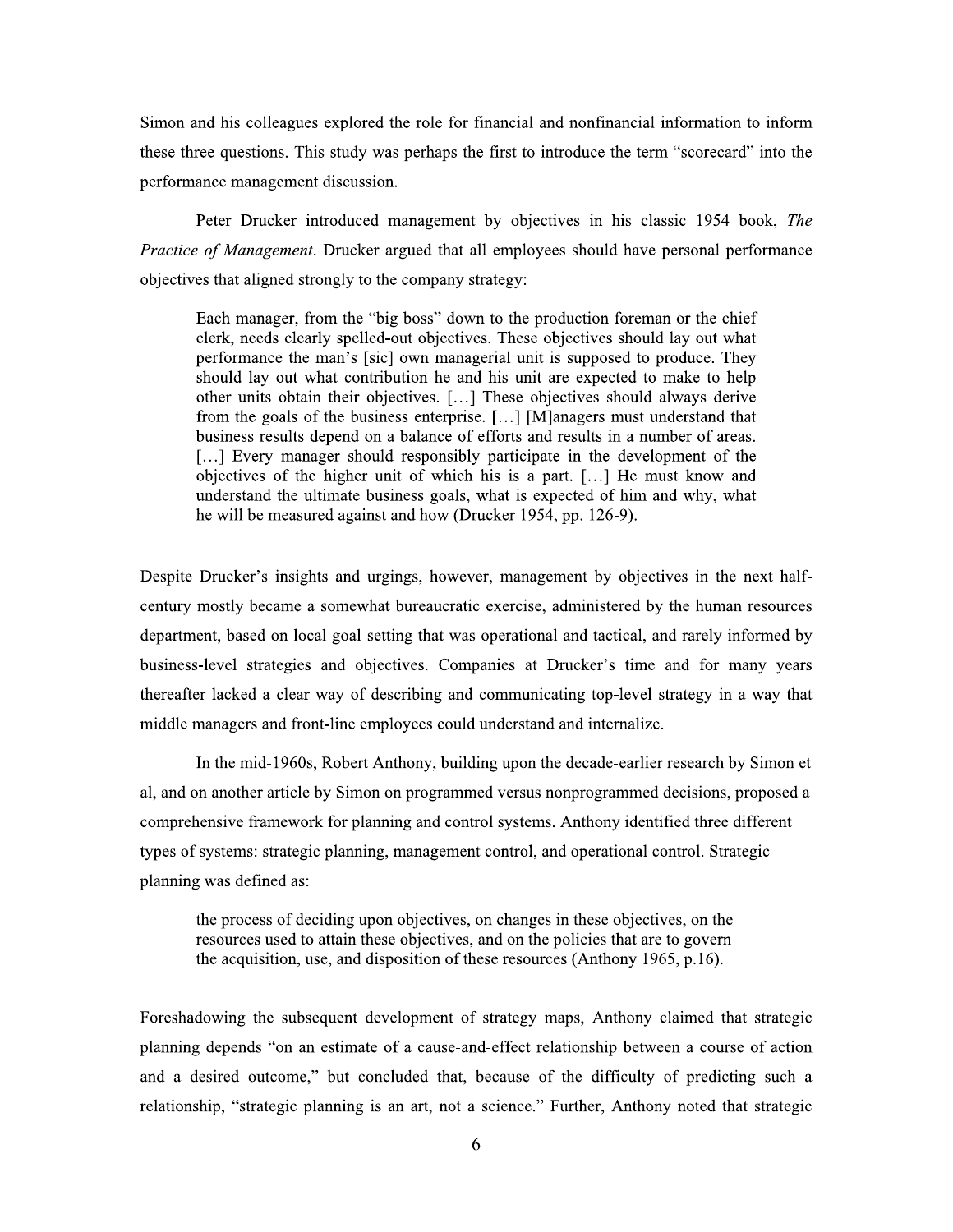Simon and his colleagues explored the role for financial and nonfinancial information to inform these three questions. This study was perhaps the first to introduce the term "scorecard" into the performance management discussion.

Peter Drucker introduced management by objectives in his classic 1954 book, *The Practice of Management*. Drucker argued that all employees should have personal performance objectives that aligned strongly to the company strategy:

> Each manager, from the "big boss" down to the production foreman or the chief clerk, needs clearly spelled-out objectives. These objectives should lay out what performance the man's [sic] own managerial unit is supposed to produce. They should lay out what contribution he and his unit are expected to make to help other units obtain their objectives. […] These objectives should always derive from the goals of the business enterprise. […] [M]anagers must understand that business results depend on a balance of efforts and results in a number of areas. […] Every manager should responsibly participate in the development of the objectives of the higher unit of which his is a part. […] He must know and understand the ultimate business goals, what is expected of him and why, what he will be measured against and how (Drucker 1954, pp. 126-9).

Despite Drucker's insights and urgings, however, management by objectives in the next half-century mostly became a somewhat bureaucratic exercise, administered by the human resources department, based on local goal-setting that was operational and tactical, and rarely informed by business-level strategies and objectives. Companies at Drucker's time and for many years thereafter lacked a clear way of describing and communicating top-level strategy in a way that middle managers and front-line employees could understand and internalize.

In the mid-1960s, Robert Anthony, building upon the decade-earlier research by Simon et al, and on another article by Simon on programmed versus nonprogrammed decisions, proposed a comprehensive framework for planning and control systems. Anthony identified three different types of systems: strategic planning, management control, and operational control. Strategic planning was defined as:

> the process of deciding upon objectives, on changes in these objectives, on the resources used to attain these objectives, and on the policies that are to govern the acquisition, use, and disposition of these resources (Anthony 1965, p.16).

Foreshadowing the subsequent development of strategy maps, Anthony claimed that strategic planning depends "on an estimate of a cause-and-effect relationship between a course of action and a desired outcome," but concluded that, because of the difficulty of predicting such a relationship, "strategic planning is an art, not a science." Further, Anthony noted that strategic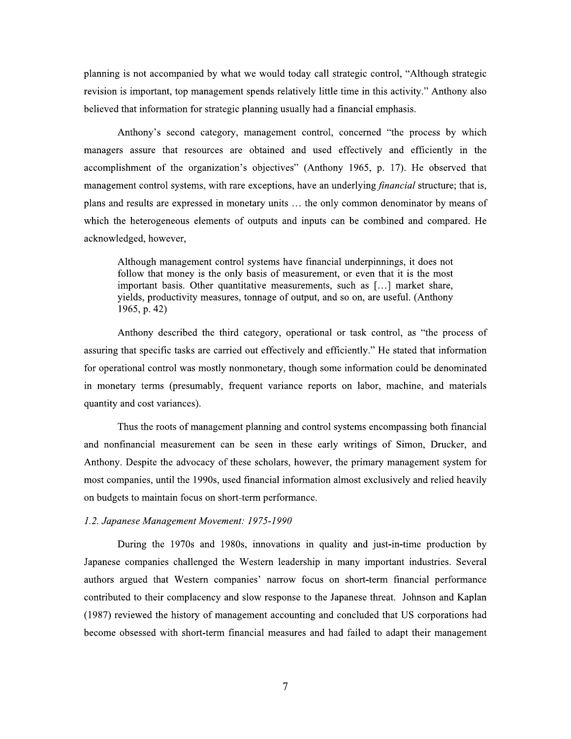planning is not accompanied by what we would today call strategic control, "Although strategic revision is important, top management spends relatively little time in this activity." Anthony also believed that information for strategic planning usually had a financial emphasis.

Anthony's second category, management control, concerned "the process by which managers assure that resources are obtained and used effectively and efficiently in the accomplishment of the organization's objectives" (Anthony 1965, p. 17). He observed that management control systems, with rare exceptions, have an underlying *financial* structure; that is, plans and results are expressed in monetary units … the only common denominator by means of which the heterogeneous elements of outputs and inputs can be combined and compared. He acknowledged, however,

> Although management control systems have financial underpinnings, it does not follow that money is the only basis of measurement, or even that it is the most important basis. Other quantitative measurements, such as […] market share, yields, productivity measures, tonnage of output, and so on, are useful. (Anthony 1965, p. 42)

Anthony described the third category, operational or task control, as "the process of assuring that specific tasks are carried out effectively and efficiently." He stated that information for operational control was mostly nonmonetary, though some information could be denominated in monetary terms (presumably, frequent variance reports on labor, machine, and materials quantity and cost variances).

Thus the roots of management planning and control systems encompassing both financial and nonfinancial measurement can be seen in these early writings of Simon, Drucker, and Anthony. Despite the advocacy of these scholars, however, the primary management system for most companies, until the 1990s, used financial information almost exclusively and relied heavily on budgets to maintain focus on short-term performance.

### *1.2. Japanese Management Movement: 1975-1990*

During the 1970s and 1980s, innovations in quality and just-in-time production by Japanese companies challenged the Western leadership in many important industries. Several authors argued that Western companies' narrow focus on short-term financial performance contributed to their complacency and slow response to the Japanese threat. Johnson and Kaplan (1987) reviewed the history of management accounting and concluded that US corporations had become obsessed with short-term financial measures and had failed to adapt their management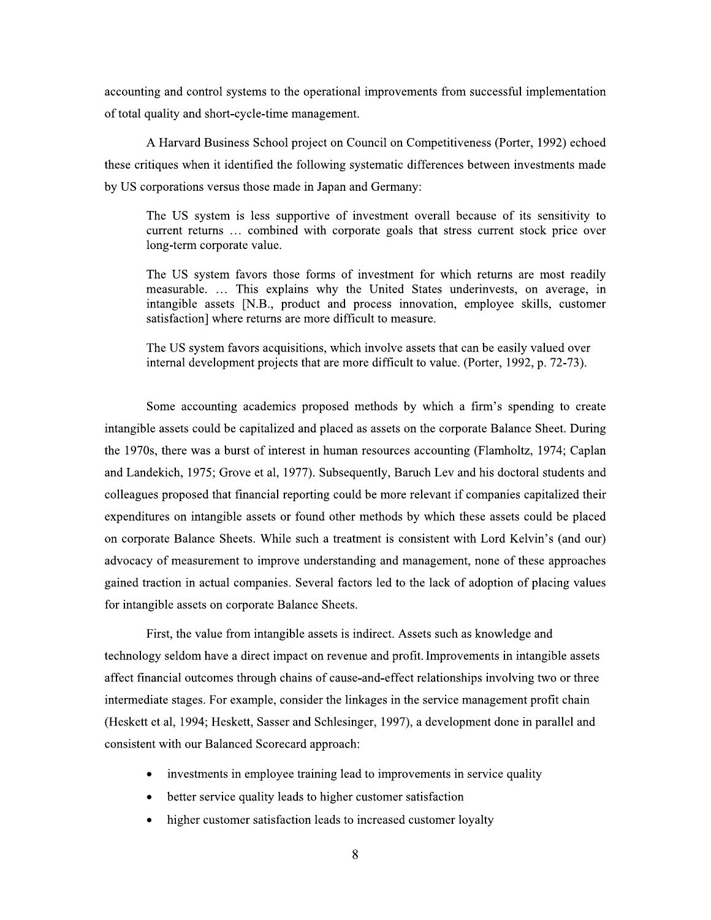accounting and control systems to the operational improvements from successful implementation of total quality and short-cycle-time management.

A Harvard Business School project on Council on Competitiveness (Porter, 1992) echoed these critiques when it identified the following systematic differences between investments made by US corporations versus those made in Japan and Germany:

> The US system is less supportive of investment overall because of its sensitivity to current returns … combined with corporate goals that stress current stock price over long-term corporate value.
>
> The US system favors those forms of investment for which returns are most readily measurable. … This explains why the United States underinvests, on average, in intangible assets [N.B., product and process innovation, employee skills, customer satisfaction] where returns are more difficult to measure.
>
> The US system favors acquisitions, which involve assets that can be easily valued over internal development projects that are more difficult to value. (Porter, 1992, p. 72-73).

Some accounting academics proposed methods by which a firm's spending to create intangible assets could be capitalized and placed as assets on the corporate Balance Sheet. During the 1970s, there was a burst of interest in human resources accounting (Flamholtz, 1974; Caplan and Landekich, 1975; Grove et al, 1977). Subsequently, Baruch Lev and his doctoral students and colleagues proposed that financial reporting could be more relevant if companies capitalized their expenditures on intangible assets or found other methods by which these assets could be placed on corporate Balance Sheets. While such a treatment is consistent with Lord Kelvin's (and our) advocacy of measurement to improve understanding and management, none of these approaches gained traction in actual companies. Several factors led to the lack of adoption of placing values for intangible assets on corporate Balance Sheets.

First, the value from intangible assets is indirect. Assets such as knowledge and technology seldom have a direct impact on revenue and profit. Improvements in intangible assets affect financial outcomes through chains of cause-and-effect relationships involving two or three intermediate stages. For example, consider the linkages in the service management profit chain (Heskett et al, 1994; Heskett, Sasser and Schlesinger, 1997), a development done in parallel and consistent with our Balanced Scorecard approach:

- investments in employee training lead to improvements in service quality
- better service quality leads to higher customer satisfaction
- higher customer satisfaction leads to increased customer loyalty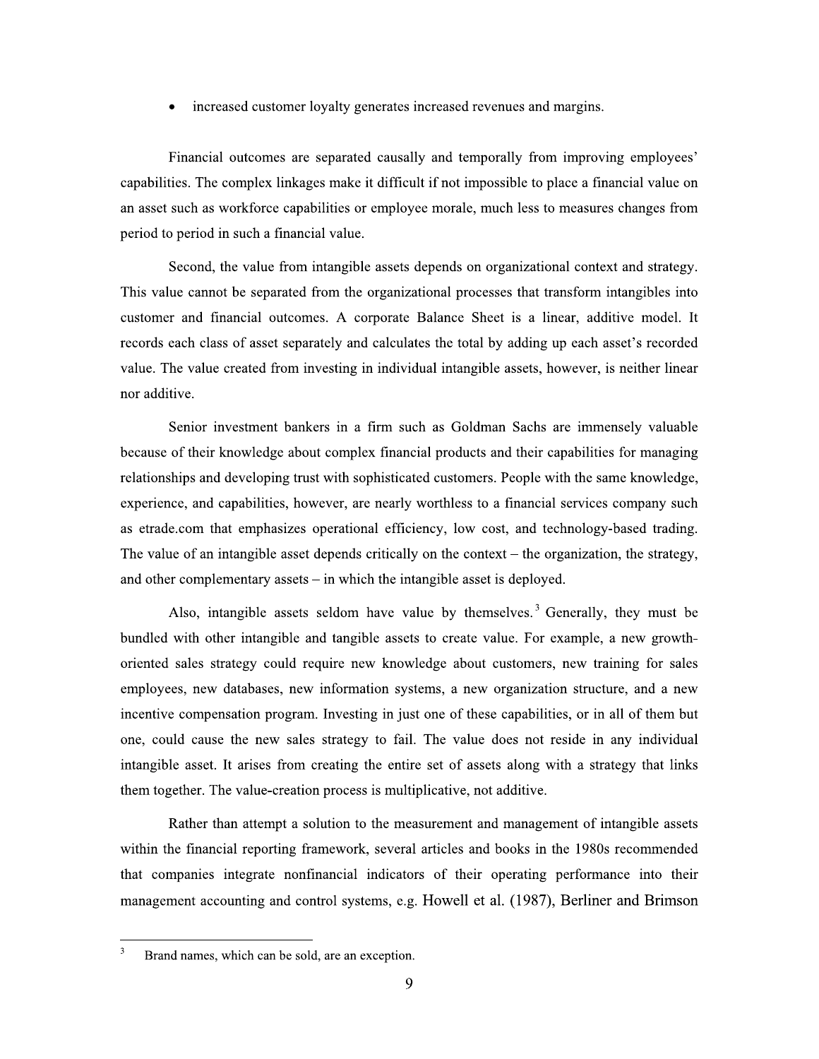- increased customer loyalty generates increased revenues and margins.

Financial outcomes are separated causally and temporally from improving employees' capabilities. The complex linkages make it difficult if not impossible to place a financial value on an asset such as workforce capabilities or employee morale, much less to measures changes from period to period in such a financial value.

Second, the value from intangible assets depends on organizational context and strategy. This value cannot be separated from the organizational processes that transform intangibles into customer and financial outcomes. A corporate Balance Sheet is a linear, additive model. It records each class of asset separately and calculates the total by adding up each asset's recorded value. The value created from investing in individual intangible assets, however, is neither linear nor additive.

Senior investment bankers in a firm such as Goldman Sachs are immensely valuable because of their knowledge about complex financial products and their capabilities for managing relationships and developing trust with sophisticated customers. People with the same knowledge, experience, and capabilities, however, are nearly worthless to a financial services company such as etrade.com that emphasizes operational efficiency, low cost, and technology-based trading. The value of an intangible asset depends critically on the context – the organization, the strategy, and other complementary assets – in which the intangible asset is deployed.

Also, intangible assets seldom have value by themselves.[3] Generally, they must be bundled with other intangible and tangible assets to create value. For example, a new growth-oriented sales strategy could require new knowledge about customers, new training for sales employees, new databases, new information systems, a new organization structure, and a new incentive compensation program. Investing in just one of these capabilities, or in all of them but one, could cause the new sales strategy to fail. The value does not reside in any individual intangible asset. It arises from creating the entire set of assets along with a strategy that links them together. The value-creation process is multiplicative, not additive.

Rather than attempt a solution to the measurement and management of intangible assets within the financial reporting framework, several articles and books in the 1980s recommended that companies integrate nonfinancial indicators of their operating performance into their management accounting and control systems, e.g. Howell et al. (1987), Berliner and Brimson

[3] Brand names, which can be sold, are an exception.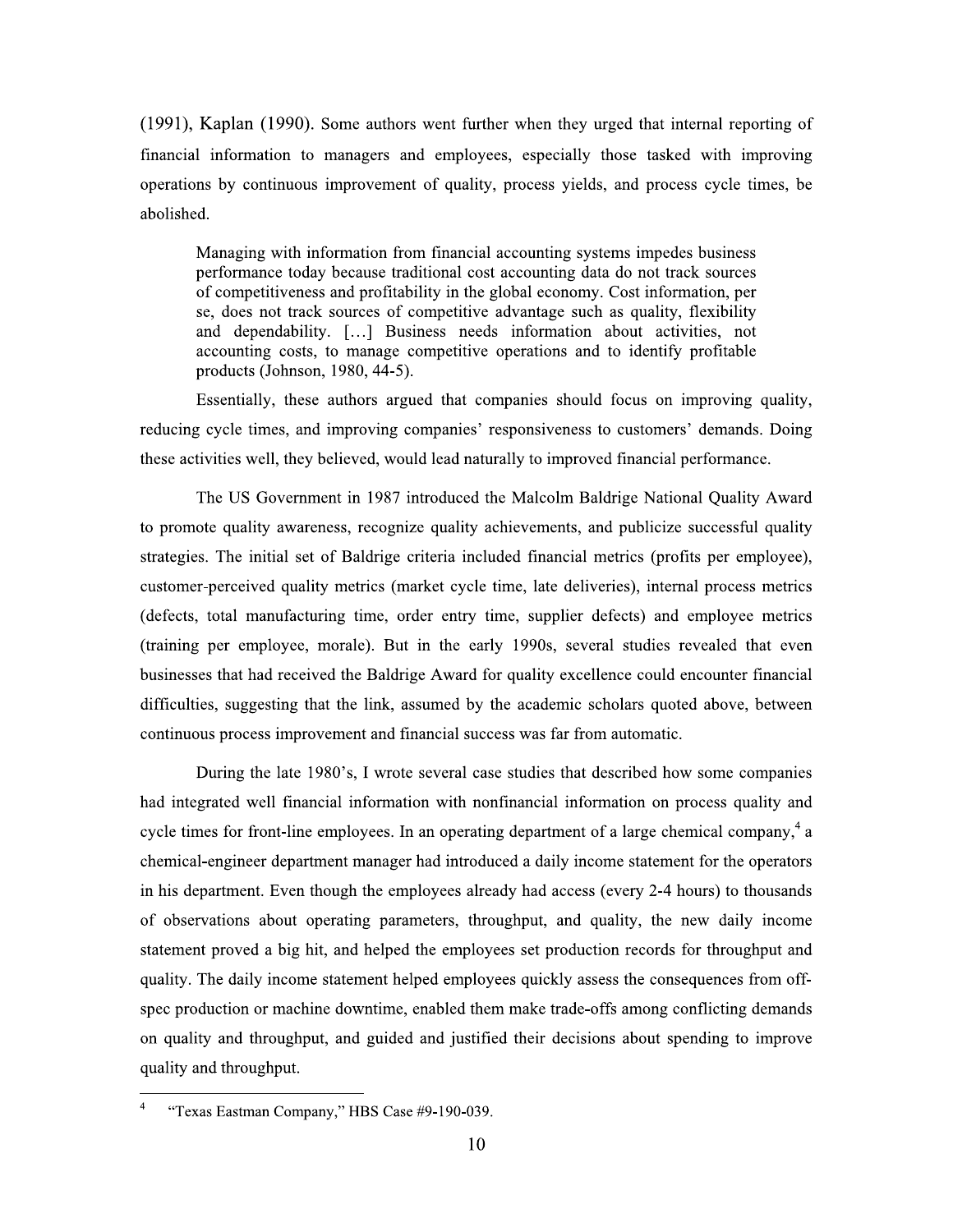(1991), Kaplan (1990). Some authors went further when they urged that internal reporting of financial information to managers and employees, especially those tasked with improving operations by continuous improvement of quality, process yields, and process cycle times, be abolished.

> Managing with information from financial accounting systems impedes business performance today because traditional cost accounting data do not track sources of competitiveness and profitability in the global economy. Cost information, per se, does not track sources of competitive advantage such as quality, flexibility and dependability. […] Business needs information about activities, not accounting costs, to manage competitive operations and to identify profitable products (Johnson, 1980, 44-5).

Essentially, these authors argued that companies should focus on improving quality, reducing cycle times, and improving companies' responsiveness to customers' demands. Doing these activities well, they believed, would lead naturally to improved financial performance.

The US Government in 1987 introduced the Malcolm Baldrige National Quality Award to promote quality awareness, recognize quality achievements, and publicize successful quality strategies. The initial set of Baldrige criteria included financial metrics (profits per employee), customer-perceived quality metrics (market cycle time, late deliveries), internal process metrics (defects, total manufacturing time, order entry time, supplier defects) and employee metrics (training per employee, morale). But in the early 1990s, several studies revealed that even businesses that had received the Baldrige Award for quality excellence could encounter financial difficulties, suggesting that the link, assumed by the academic scholars quoted above, between continuous process improvement and financial success was far from automatic.

During the late 1980's, I wrote several case studies that described how some companies had integrated well financial information with nonfinancial information on process quality and cycle times for front-line employees. In an operating department of a large chemical company,[4] a chemical-engineer department manager had introduced a daily income statement for the operators in his department. Even though the employees already had access (every 2-4 hours) to thousands of observations about operating parameters, throughput, and quality, the new daily income statement proved a big hit, and helped the employees set production records for throughput and quality. The daily income statement helped employees quickly assess the consequences from off-spec production or machine downtime, enabled them make trade-offs among conflicting demands on quality and throughput, and guided and justified their decisions about spending to improve quality and throughput.

[4] "Texas Eastman Company," HBS Case #9-190-039.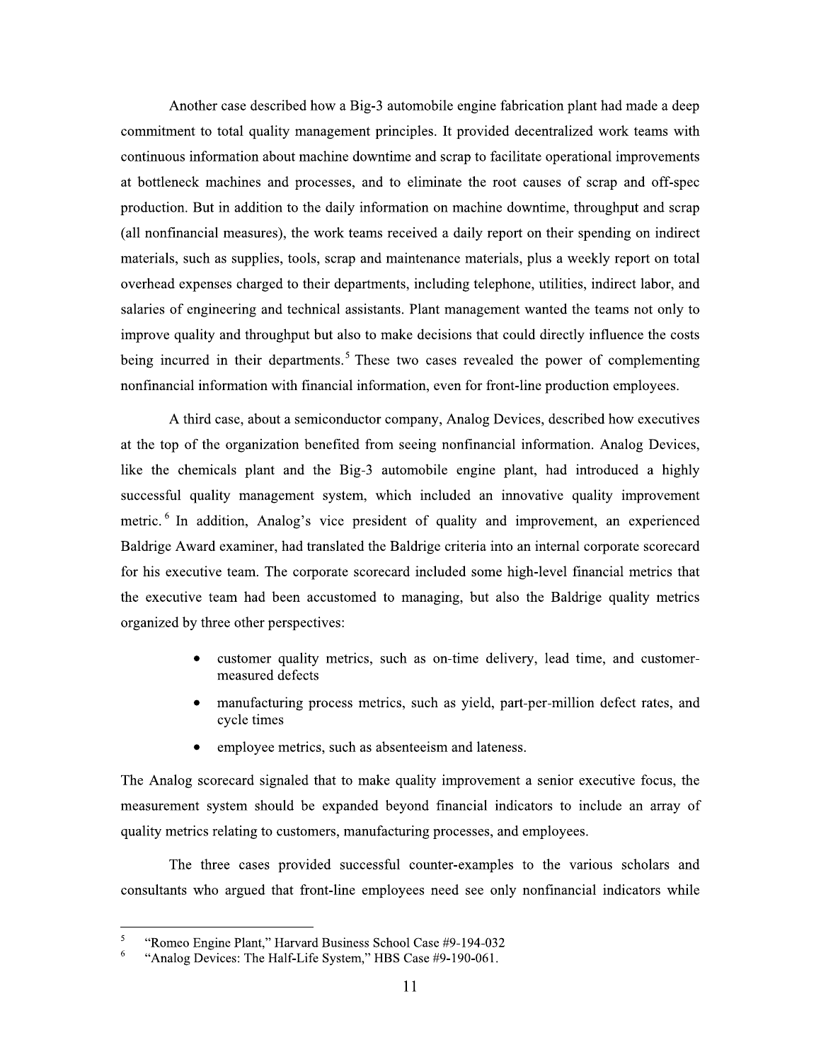Another case described how a Big-3 automobile engine fabrication plant had made a deep commitment to total quality management principles. It provided decentralized work teams with continuous information about machine downtime and scrap to facilitate operational improvements at bottleneck machines and processes, and to eliminate the root causes of scrap and off-spec production. But in addition to the daily information on machine downtime, throughput and scrap (all nonfinancial measures), the work teams received a daily report on their spending on indirect materials, such as supplies, tools, scrap and maintenance materials, plus a weekly report on total overhead expenses charged to their departments, including telephone, utilities, indirect labor, and salaries of engineering and technical assistants. Plant management wanted the teams not only to improve quality and throughput but also to make decisions that could directly influence the costs being incurred in their departments.[5] These two cases revealed the power of complementing nonfinancial information with financial information, even for front-line production employees.

A third case, about a semiconductor company, Analog Devices, described how executives at the top of the organization benefited from seeing nonfinancial information. Analog Devices, like the chemicals plant and the Big-3 automobile engine plant, had introduced a highly successful quality management system, which included an innovative quality improvement metric.[6] In addition, Analog's vice president of quality and improvement, an experienced Baldrige Award examiner, had translated the Baldrige criteria into an internal corporate scorecard for his executive team. The corporate scorecard included some high-level financial metrics that the executive team had been accustomed to managing, but also the Baldrige quality metrics organized by three other perspectives:

- customer quality metrics, such as on-time delivery, lead time, and customer-measured defects
- manufacturing process metrics, such as yield, part-per-million defect rates, and cycle times
- employee metrics, such as absenteeism and lateness.

The Analog scorecard signaled that to make quality improvement a senior executive focus, the measurement system should be expanded beyond financial indicators to include an array of quality metrics relating to customers, manufacturing processes, and employees.

The three cases provided successful counter-examples to the various scholars and consultants who argued that front-line employees need see only nonfinancial indicators while

---

[5] "Romeo Engine Plant," Harvard Business School Case #9-194-032

[6] "Analog Devices: The Half-Life System," HBS Case #9-190-061.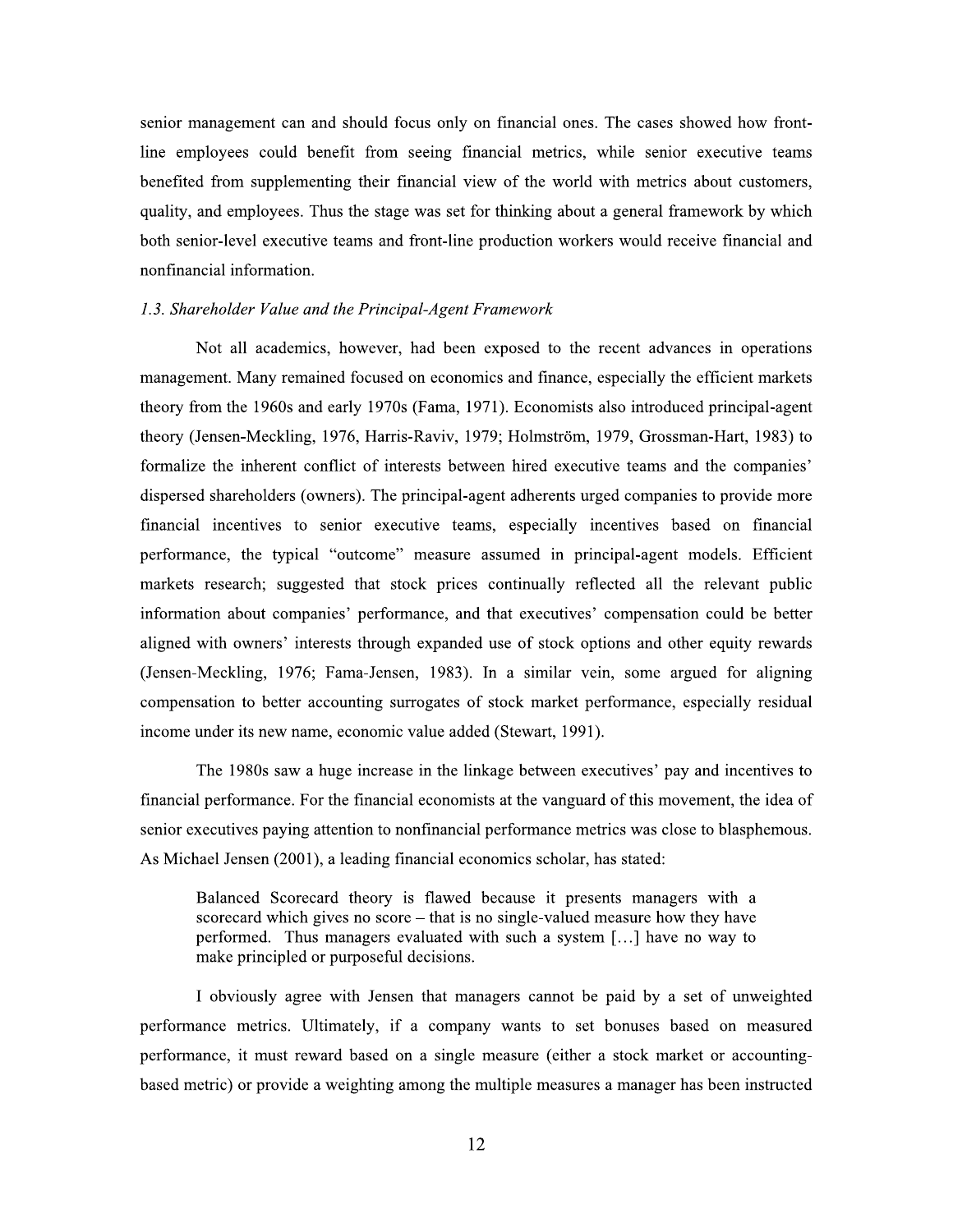senior management can and should focus only on financial ones. The cases showed how front-line employees could benefit from seeing financial metrics, while senior executive teams benefited from supplementing their financial view of the world with metrics about customers, quality, and employees. Thus the stage was set for thinking about a general framework by which both senior-level executive teams and front-line production workers would receive financial and nonfinancial information.

### *1.3. Shareholder Value and the Principal-Agent Framework*

Not all academics, however, had been exposed to the recent advances in operations management. Many remained focused on economics and finance, especially the efficient markets theory from the 1960s and early 1970s (Fama, 1971). Economists also introduced principal-agent theory (Jensen-Meckling, 1976, Harris-Raviv, 1979; Holmström, 1979, Grossman-Hart, 1983) to formalize the inherent conflict of interests between hired executive teams and the companies' dispersed shareholders (owners). The principal-agent adherents urged companies to provide more financial incentives to senior executive teams, especially incentives based on financial performance, the typical "outcome" measure assumed in principal-agent models. Efficient markets research; suggested that stock prices continually reflected all the relevant public information about companies' performance, and that executives' compensation could be better aligned with owners' interests through expanded use of stock options and other equity rewards (Jensen-Meckling, 1976; Fama-Jensen, 1983). In a similar vein, some argued for aligning compensation to better accounting surrogates of stock market performance, especially residual income under its new name, economic value added (Stewart, 1991).

The 1980s saw a huge increase in the linkage between executives' pay and incentives to financial performance. For the financial economists at the vanguard of this movement, the idea of senior executives paying attention to nonfinancial performance metrics was close to blasphemous. As Michael Jensen (2001), a leading financial economics scholar, has stated:

> Balanced Scorecard theory is flawed because it presents managers with a scorecard which gives no score – that is no single-valued measure how they have performed. Thus managers evaluated with such a system […] have no way to make principled or purposeful decisions.

I obviously agree with Jensen that managers cannot be paid by a set of unweighted performance metrics. Ultimately, if a company wants to set bonuses based on measured performance, it must reward based on a single measure (either a stock market or accounting-based metric) or provide a weighting among the multiple measures a manager has been instructed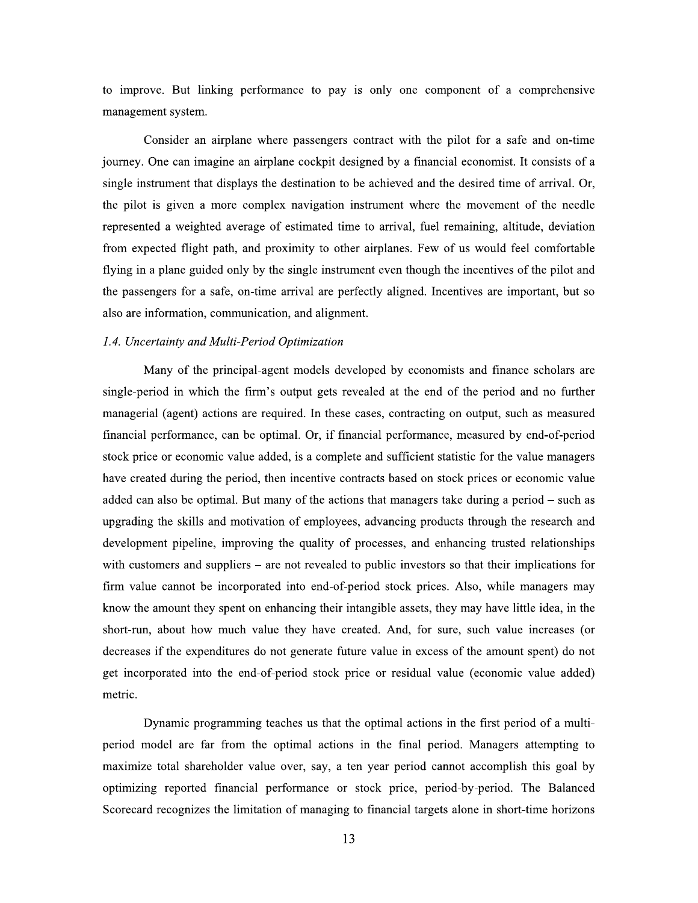to improve. But linking performance to pay is only one component of a comprehensive management system.

Consider an airplane where passengers contract with the pilot for a safe and on-time journey. One can imagine an airplane cockpit designed by a financial economist. It consists of a single instrument that displays the destination to be achieved and the desired time of arrival. Or, the pilot is given a more complex navigation instrument where the movement of the needle represented a weighted average of estimated time to arrival, fuel remaining, altitude, deviation from expected flight path, and proximity to other airplanes. Few of us would feel comfortable flying in a plane guided only by the single instrument even though the incentives of the pilot and the passengers for a safe, on-time arrival are perfectly aligned. Incentives are important, but so also are information, communication, and alignment.

### *1.4. Uncertainty and Multi-Period Optimization*

Many of the principal-agent models developed by economists and finance scholars are single-period in which the firm's output gets revealed at the end of the period and no further managerial (agent) actions are required. In these cases, contracting on output, such as measured financial performance, can be optimal. Or, if financial performance, measured by end-of-period stock price or economic value added, is a complete and sufficient statistic for the value managers have created during the period, then incentive contracts based on stock prices or economic value added can also be optimal. But many of the actions that managers take during a period – such as upgrading the skills and motivation of employees, advancing products through the research and development pipeline, improving the quality of processes, and enhancing trusted relationships with customers and suppliers – are not revealed to public investors so that their implications for firm value cannot be incorporated into end-of-period stock prices. Also, while managers may know the amount they spent on enhancing their intangible assets, they may have little idea, in the short-run, about how much value they have created. And, for sure, such value increases (or decreases if the expenditures do not generate future value in excess of the amount spent) do not get incorporated into the end-of-period stock price or residual value (economic value added) metric.

Dynamic programming teaches us that the optimal actions in the first period of a multi-period model are far from the optimal actions in the final period. Managers attempting to maximize total shareholder value over, say, a ten year period cannot accomplish this goal by optimizing reported financial performance or stock price, period-by-period. The Balanced Scorecard recognizes the limitation of managing to financial targets alone in short-time horizons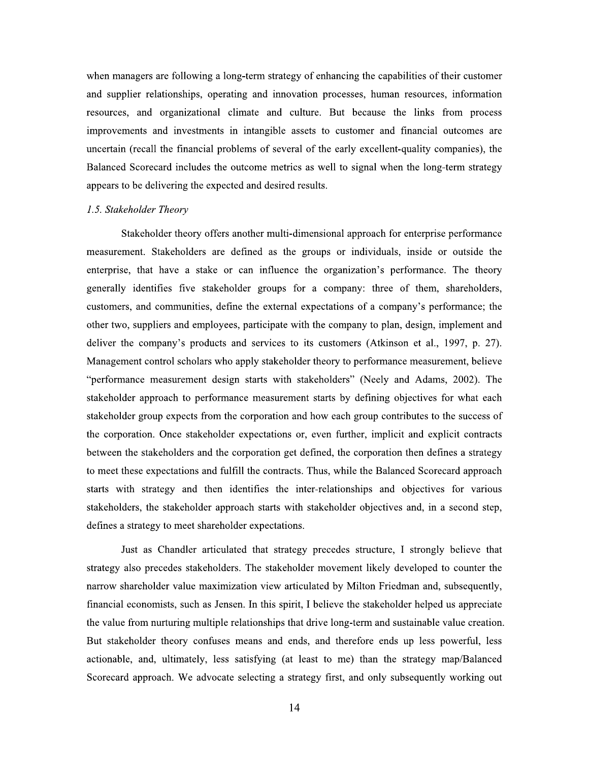when managers are following a long-term strategy of enhancing the capabilities of their customer and supplier relationships, operating and innovation processes, human resources, information resources, and organizational climate and culture. But because the links from process improvements and investments in intangible assets to customer and financial outcomes are uncertain (recall the financial problems of several of the early excellent-quality companies), the Balanced Scorecard includes the outcome metrics as well to signal when the long-term strategy appears to be delivering the expected and desired results.

### *1.5. Stakeholder Theory*

Stakeholder theory offers another multi-dimensional approach for enterprise performance measurement. Stakeholders are defined as the groups or individuals, inside or outside the enterprise, that have a stake or can influence the organization's performance. The theory generally identifies five stakeholder groups for a company: three of them, shareholders, customers, and communities, define the external expectations of a company's performance; the other two, suppliers and employees, participate with the company to plan, design, implement and deliver the company's products and services to its customers (Atkinson et al., 1997, p. 27). Management control scholars who apply stakeholder theory to performance measurement, believe "performance measurement design starts with stakeholders" (Neely and Adams, 2002). The stakeholder approach to performance measurement starts by defining objectives for what each stakeholder group expects from the corporation and how each group contributes to the success of the corporation. Once stakeholder expectations or, even further, implicit and explicit contracts between the stakeholders and the corporation get defined, the corporation then defines a strategy to meet these expectations and fulfill the contracts. Thus, while the Balanced Scorecard approach starts with strategy and then identifies the inter-relationships and objectives for various stakeholders, the stakeholder approach starts with stakeholder objectives and, in a second step, defines a strategy to meet shareholder expectations.

Just as Chandler articulated that strategy precedes structure, I strongly believe that strategy also precedes stakeholders. The stakeholder movement likely developed to counter the narrow shareholder value maximization view articulated by Milton Friedman and, subsequently, financial economists, such as Jensen. In this spirit, I believe the stakeholder helped us appreciate the value from nurturing multiple relationships that drive long-term and sustainable value creation. But stakeholder theory confuses means and ends, and therefore ends up less powerful, less actionable, and, ultimately, less satisfying (at least to me) than the strategy map/Balanced Scorecard approach. We advocate selecting a strategy first, and only subsequently working out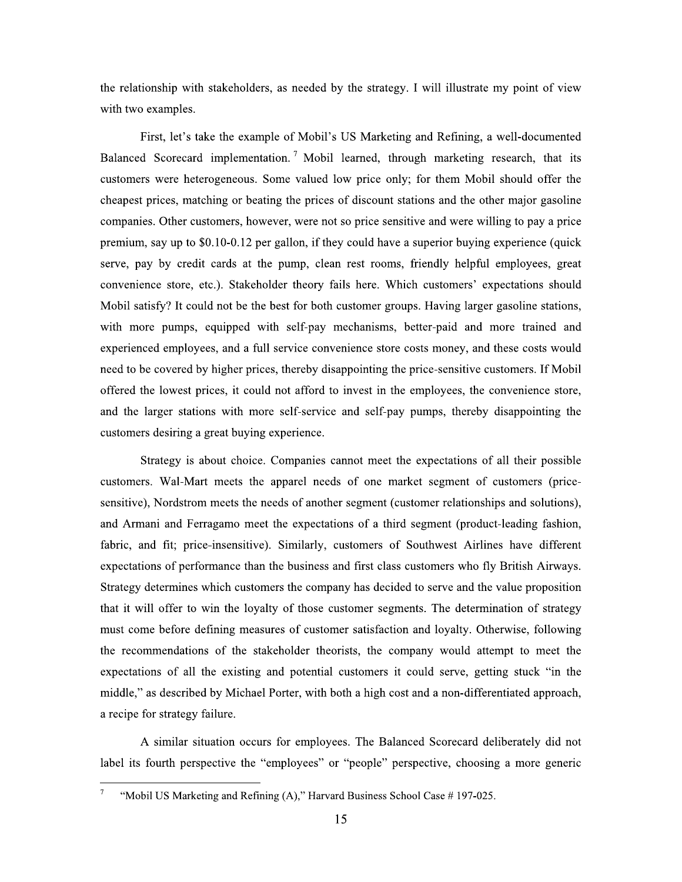the relationship with stakeholders, as needed by the strategy. I will illustrate my point of view with two examples.

First, let's take the example of Mobil's US Marketing and Refining, a well-documented Balanced Scorecard implementation.[7] Mobil learned, through marketing research, that its customers were heterogeneous. Some valued low price only; for them Mobil should offer the cheapest prices, matching or beating the prices of discount stations and the other major gasoline companies. Other customers, however, were not so price sensitive and were willing to pay a price premium, say up to $0.10-0.12 per gallon, if they could have a superior buying experience (quick serve, pay by credit cards at the pump, clean rest rooms, friendly helpful employees, great convenience store, etc.). Stakeholder theory fails here. Which customers' expectations should Mobil satisfy? It could not be the best for both customer groups. Having larger gasoline stations, with more pumps, equipped with self-pay mechanisms, better-paid and more trained and experienced employees, and a full service convenience store costs money, and these costs would need to be covered by higher prices, thereby disappointing the price-sensitive customers. If Mobil offered the lowest prices, it could not afford to invest in the employees, the convenience store, and the larger stations with more self-service and self-pay pumps, thereby disappointing the customers desiring a great buying experience.

Strategy is about choice. Companies cannot meet the expectations of all their possible customers. Wal-Mart meets the apparel needs of one market segment of customers (price-sensitive), Nordstrom meets the needs of another segment (customer relationships and solutions), and Armani and Ferragamo meet the expectations of a third segment (product-leading fashion, fabric, and fit; price-insensitive). Similarly, customers of Southwest Airlines have different expectations of performance than the business and first class customers who fly British Airways. Strategy determines which customers the company has decided to serve and the value proposition that it will offer to win the loyalty of those customer segments. The determination of strategy must come before defining measures of customer satisfaction and loyalty. Otherwise, following the recommendations of the stakeholder theorists, the company would attempt to meet the expectations of all the existing and potential customers it could serve, getting stuck "in the middle," as described by Michael Porter, with both a high cost and a non-differentiated approach, a recipe for strategy failure.

A similar situation occurs for employees. The Balanced Scorecard deliberately did not label its fourth perspective the "employees" or "people" perspective, choosing a more generic

---

[7] "Mobil US Marketing and Refining (A)," Harvard Business School Case # 197-025.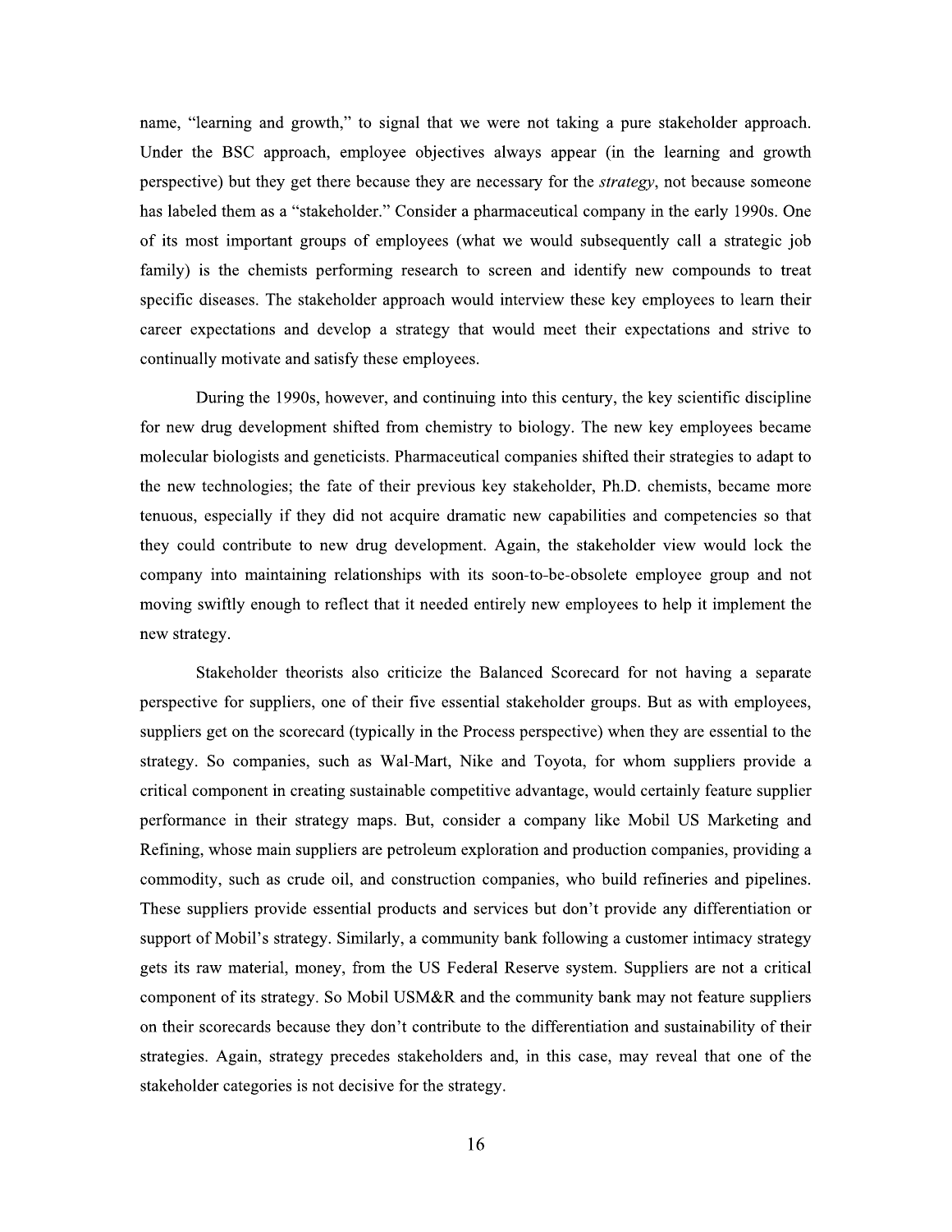name, "learning and growth," to signal that we were not taking a pure stakeholder approach. Under the BSC approach, employee objectives always appear (in the learning and growth perspective) but they get there because they are necessary for the *strategy*, not because someone has labeled them as a "stakeholder." Consider a pharmaceutical company in the early 1990s. One of its most important groups of employees (what we would subsequently call a strategic job family) is the chemists performing research to screen and identify new compounds to treat specific diseases. The stakeholder approach would interview these key employees to learn their career expectations and develop a strategy that would meet their expectations and strive to continually motivate and satisfy these employees.

During the 1990s, however, and continuing into this century, the key scientific discipline for new drug development shifted from chemistry to biology. The new key employees became molecular biologists and geneticists. Pharmaceutical companies shifted their strategies to adapt to the new technologies; the fate of their previous key stakeholder, Ph.D. chemists, became more tenuous, especially if they did not acquire dramatic new capabilities and competencies so that they could contribute to new drug development. Again, the stakeholder view would lock the company into maintaining relationships with its soon-to-be-obsolete employee group and not moving swiftly enough to reflect that it needed entirely new employees to help it implement the new strategy.

Stakeholder theorists also criticize the Balanced Scorecard for not having a separate perspective for suppliers, one of their five essential stakeholder groups. But as with employees, suppliers get on the scorecard (typically in the Process perspective) when they are essential to the strategy. So companies, such as Wal-Mart, Nike and Toyota, for whom suppliers provide a critical component in creating sustainable competitive advantage, would certainly feature supplier performance in their strategy maps. But, consider a company like Mobil US Marketing and Refining, whose main suppliers are petroleum exploration and production companies, providing a commodity, such as crude oil, and construction companies, who build refineries and pipelines. These suppliers provide essential products and services but don't provide any differentiation or support of Mobil's strategy. Similarly, a community bank following a customer intimacy strategy gets its raw material, money, from the US Federal Reserve system. Suppliers are not a critical component of its strategy. So Mobil USM&R and the community bank may not feature suppliers on their scorecards because they don't contribute to the differentiation and sustainability of their strategies. Again, strategy precedes stakeholders and, in this case, may reveal that one of the stakeholder categories is not decisive for the strategy.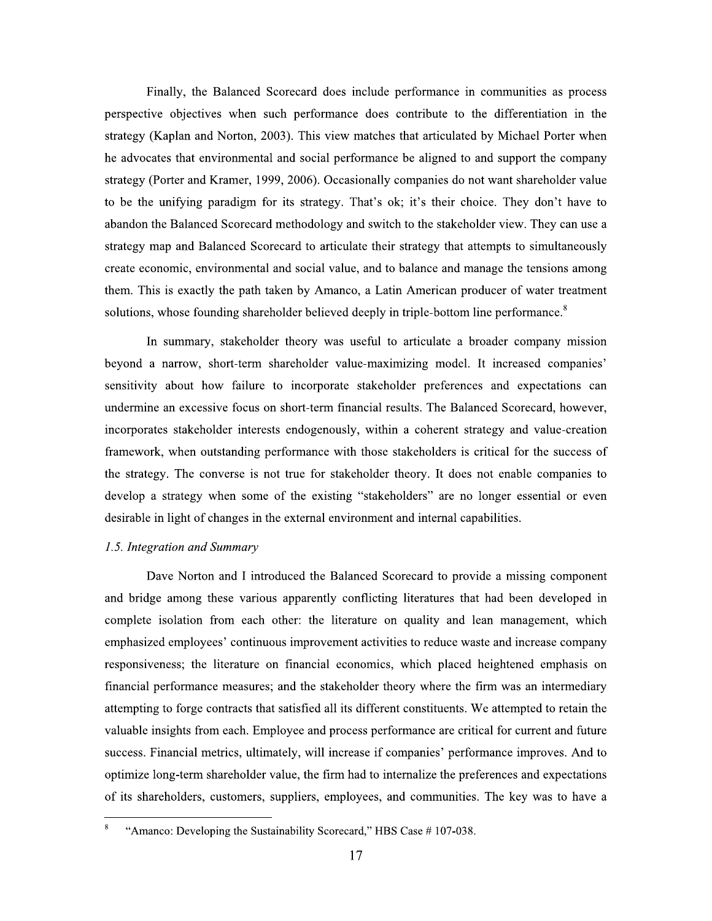Finally, the Balanced Scorecard does include performance in communities as process perspective objectives when such performance does contribute to the differentiation in the strategy (Kaplan and Norton, 2003). This view matches that articulated by Michael Porter when he advocates that environmental and social performance be aligned to and support the company strategy (Porter and Kramer, 1999, 2006). Occasionally companies do not want shareholder value to be the unifying paradigm for its strategy. That's ok; it's their choice. They don't have to abandon the Balanced Scorecard methodology and switch to the stakeholder view. They can use a strategy map and Balanced Scorecard to articulate their strategy that attempts to simultaneously create economic, environmental and social value, and to balance and manage the tensions among them. This is exactly the path taken by Amanco, a Latin American producer of water treatment solutions, whose founding shareholder believed deeply in triple-bottom line performance.[8]

In summary, stakeholder theory was useful to articulate a broader company mission beyond a narrow, short-term shareholder value-maximizing model. It increased companies' sensitivity about how failure to incorporate stakeholder preferences and expectations can undermine an excessive focus on short-term financial results. The Balanced Scorecard, however, incorporates stakeholder interests endogenously, within a coherent strategy and value-creation framework, when outstanding performance with those stakeholders is critical for the success of the strategy. The converse is not true for stakeholder theory. It does not enable companies to develop a strategy when some of the existing "stakeholders" are no longer essential or even desirable in light of changes in the external environment and internal capabilities.

### *1.5. Integration and Summary*

Dave Norton and I introduced the Balanced Scorecard to provide a missing component and bridge among these various apparently conflicting literatures that had been developed in complete isolation from each other: the literature on quality and lean management, which emphasized employees' continuous improvement activities to reduce waste and increase company responsiveness; the literature on financial economics, which placed heightened emphasis on financial performance measures; and the stakeholder theory where the firm was an intermediary attempting to forge contracts that satisfied all its different constituents. We attempted to retain the valuable insights from each. Employee and process performance are critical for current and future success. Financial metrics, ultimately, will increase if companies' performance improves. And to optimize long-term shareholder value, the firm had to internalize the preferences and expectations of its shareholders, customers, suppliers, employees, and communities. The key was to have a

[8] "Amanco: Developing the Sustainability Scorecard," HBS Case # 107-038.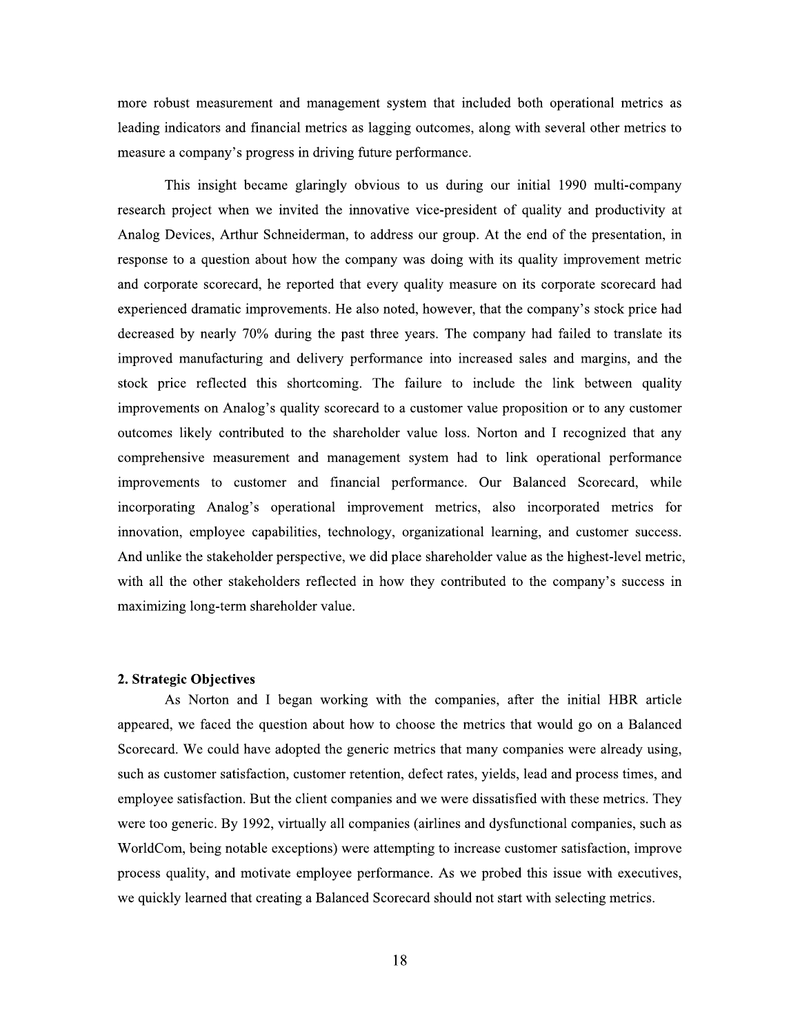more robust measurement and management system that included both operational metrics as leading indicators and financial metrics as lagging outcomes, along with several other metrics to measure a company's progress in driving future performance.

This insight became glaringly obvious to us during our initial 1990 multi-company research project when we invited the innovative vice-president of quality and productivity at Analog Devices, Arthur Schneiderman, to address our group. At the end of the presentation, in response to a question about how the company was doing with its quality improvement metric and corporate scorecard, he reported that every quality measure on its corporate scorecard had experienced dramatic improvements. He also noted, however, that the company's stock price had decreased by nearly 70% during the past three years. The company had failed to translate its improved manufacturing and delivery performance into increased sales and margins, and the stock price reflected this shortcoming. The failure to include the link between quality improvements on Analog's quality scorecard to a customer value proposition or to any customer outcomes likely contributed to the shareholder value loss. Norton and I recognized that any comprehensive measurement and management system had to link operational performance improvements to customer and financial performance. Our Balanced Scorecard, while incorporating Analog's operational improvement metrics, also incorporated metrics for innovation, employee capabilities, technology, organizational learning, and customer success. And unlike the stakeholder perspective, we did place shareholder value as the highest-level metric, with all the other stakeholders reflected in how they contributed to the company's success in maximizing long-term shareholder value.

## 2. Strategic Objectives

As Norton and I began working with the companies, after the initial HBR article appeared, we faced the question about how to choose the metrics that would go on a Balanced Scorecard. We could have adopted the generic metrics that many companies were already using, such as customer satisfaction, customer retention, defect rates, yields, lead and process times, and employee satisfaction. But the client companies and we were dissatisfied with these metrics. They were too generic. By 1992, virtually all companies (airlines and dysfunctional companies, such as WorldCom, being notable exceptions) were attempting to increase customer satisfaction, improve process quality, and motivate employee performance. As we probed this issue with executives, we quickly learned that creating a Balanced Scorecard should not start with selecting metrics.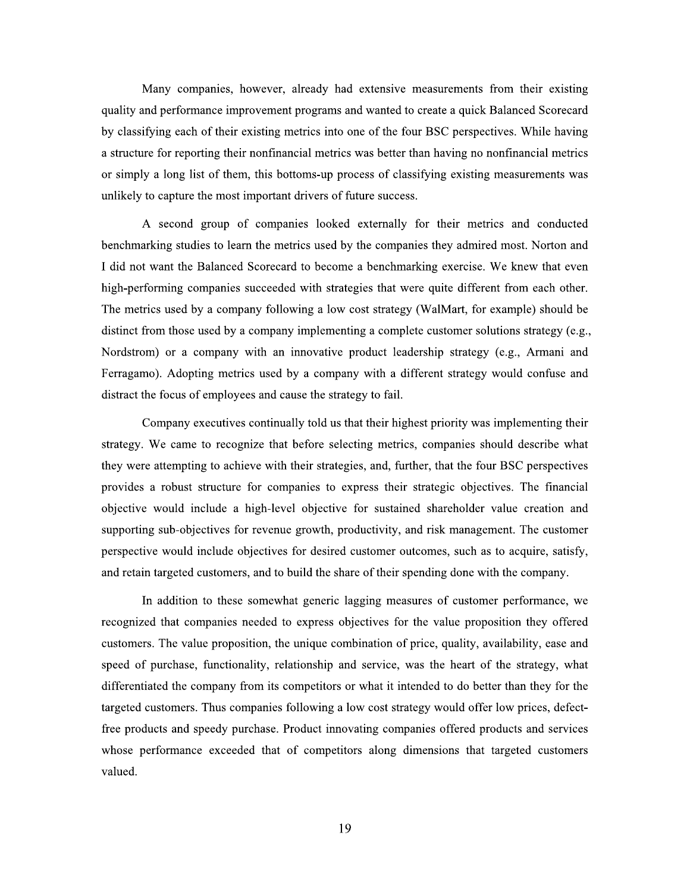Many companies, however, already had extensive measurements from their existing quality and performance improvement programs and wanted to create a quick Balanced Scorecard by classifying each of their existing metrics into one of the four BSC perspectives. While having a structure for reporting their nonfinancial metrics was better than having no nonfinancial metrics or simply a long list of them, this bottoms-up process of classifying existing measurements was unlikely to capture the most important drivers of future success.

A second group of companies looked externally for their metrics and conducted benchmarking studies to learn the metrics used by the companies they admired most. Norton and I did not want the Balanced Scorecard to become a benchmarking exercise. We knew that even high-performing companies succeeded with strategies that were quite different from each other. The metrics used by a company following a low cost strategy (WalMart, for example) should be distinct from those used by a company implementing a complete customer solutions strategy (e.g., Nordstrom) or a company with an innovative product leadership strategy (e.g., Armani and Ferragamo). Adopting metrics used by a company with a different strategy would confuse and distract the focus of employees and cause the strategy to fail.

Company executives continually told us that their highest priority was implementing their strategy. We came to recognize that before selecting metrics, companies should describe what they were attempting to achieve with their strategies, and, further, that the four BSC perspectives provides a robust structure for companies to express their strategic objectives. The financial objective would include a high-level objective for sustained shareholder value creation and supporting sub-objectives for revenue growth, productivity, and risk management. The customer perspective would include objectives for desired customer outcomes, such as to acquire, satisfy, and retain targeted customers, and to build the share of their spending done with the company.

In addition to these somewhat generic lagging measures of customer performance, we recognized that companies needed to express objectives for the value proposition they offered customers. The value proposition, the unique combination of price, quality, availability, ease and speed of purchase, functionality, relationship and service, was the heart of the strategy, what differentiated the company from its competitors or what it intended to do better than they for the targeted customers. Thus companies following a low cost strategy would offer low prices, defect-free products and speedy purchase. Product innovating companies offered products and services whose performance exceeded that of competitors along dimensions that targeted customers valued.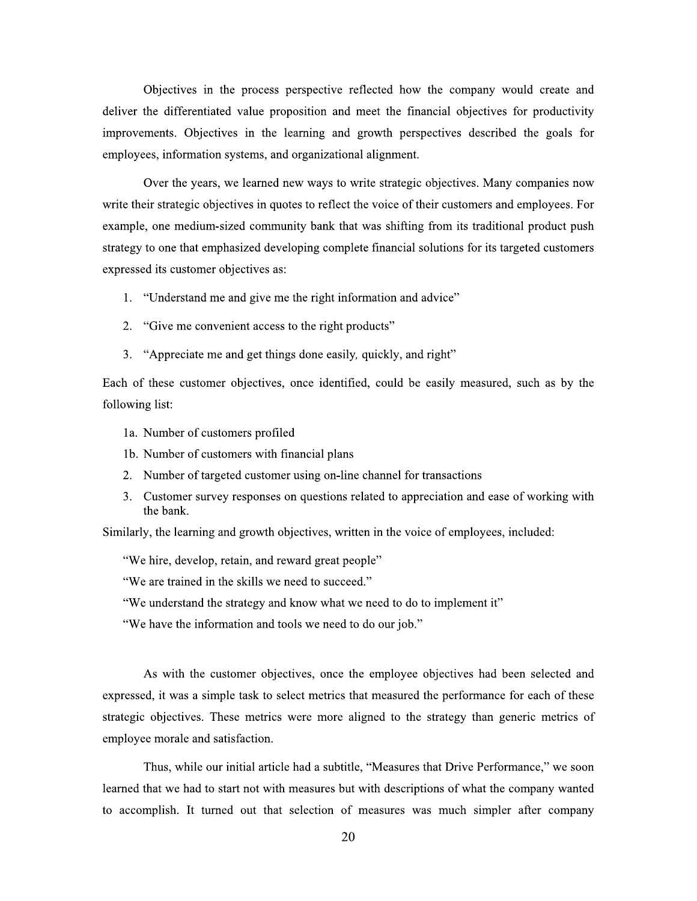Objectives in the process perspective reflected how the company would create and deliver the differentiated value proposition and meet the financial objectives for productivity improvements. Objectives in the learning and growth perspectives described the goals for employees, information systems, and organizational alignment.

Over the years, we learned new ways to write strategic objectives. Many companies now write their strategic objectives in quotes to reflect the voice of their customers and employees. For example, one medium-sized community bank that was shifting from its traditional product push strategy to one that emphasized developing complete financial solutions for its targeted customers expressed its customer objectives as:

1. "Understand me and give me the right information and advice"
2. "Give me convenient access to the right products"
3. "Appreciate me and get things done easily, quickly, and right"

Each of these customer objectives, once identified, could be easily measured, such as by the following list:

1a. Number of customers profiled  
1b. Number of customers with financial plans  
2. Number of targeted customer using on-line channel for transactions  
3. Customer survey responses on questions related to appreciation and ease of working with the bank.

Similarly, the learning and growth objectives, written in the voice of employees, included:

"We hire, develop, retain, and reward great people"

"We are trained in the skills we need to succeed."

"We understand the strategy and know what we need to do to implement it"

"We have the information and tools we need to do our job."

As with the customer objectives, once the employee objectives had been selected and expressed, it was a simple task to select metrics that measured the performance for each of these strategic objectives. These metrics were more aligned to the strategy than generic metrics of employee morale and satisfaction.

Thus, while our initial article had a subtitle, "Measures that Drive Performance," we soon learned that we had to start not with measures but with descriptions of what the company wanted to accomplish. It turned out that selection of measures was much simpler after company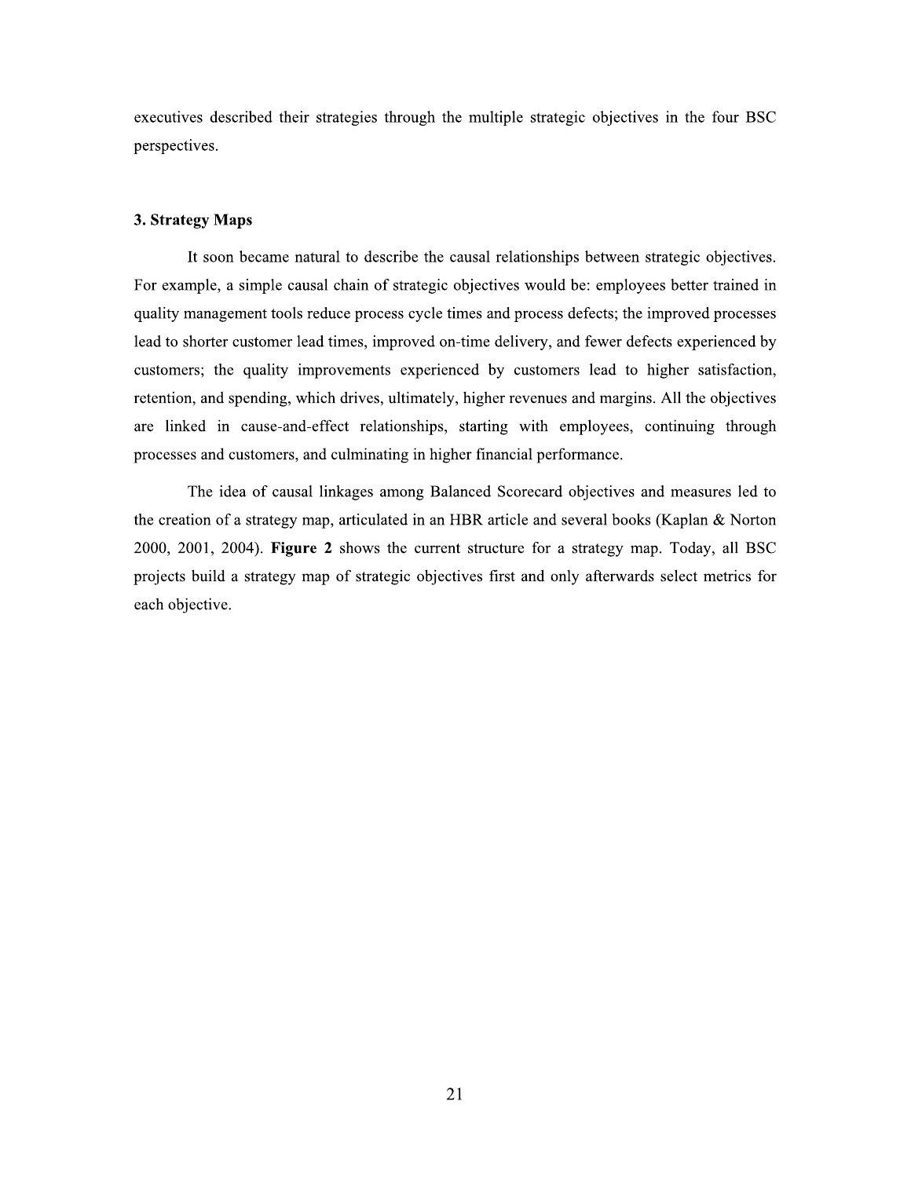executives described their strategies through the multiple strategic objectives in the four BSC perspectives.

## 3. Strategy Maps

It soon became natural to describe the causal relationships between strategic objectives. For example, a simple causal chain of strategic objectives would be: employees better trained in quality management tools reduce process cycle times and process defects; the improved processes lead to shorter customer lead times, improved on-time delivery, and fewer defects experienced by customers; the quality improvements experienced by customers lead to higher satisfaction, retention, and spending, which drives, ultimately, higher revenues and margins. All the objectives are linked in cause-and-effect relationships, starting with employees, continuing through processes and customers, and culminating in higher financial performance.

The idea of causal linkages among Balanced Scorecard objectives and measures led to the creation of a strategy map, articulated in an HBR article and several books (Kaplan & Norton 2000, 2001, 2004). **Figure 2** shows the current structure for a strategy map. Today, all BSC projects build a strategy map of strategic objectives first and only afterwards select metrics for each objective.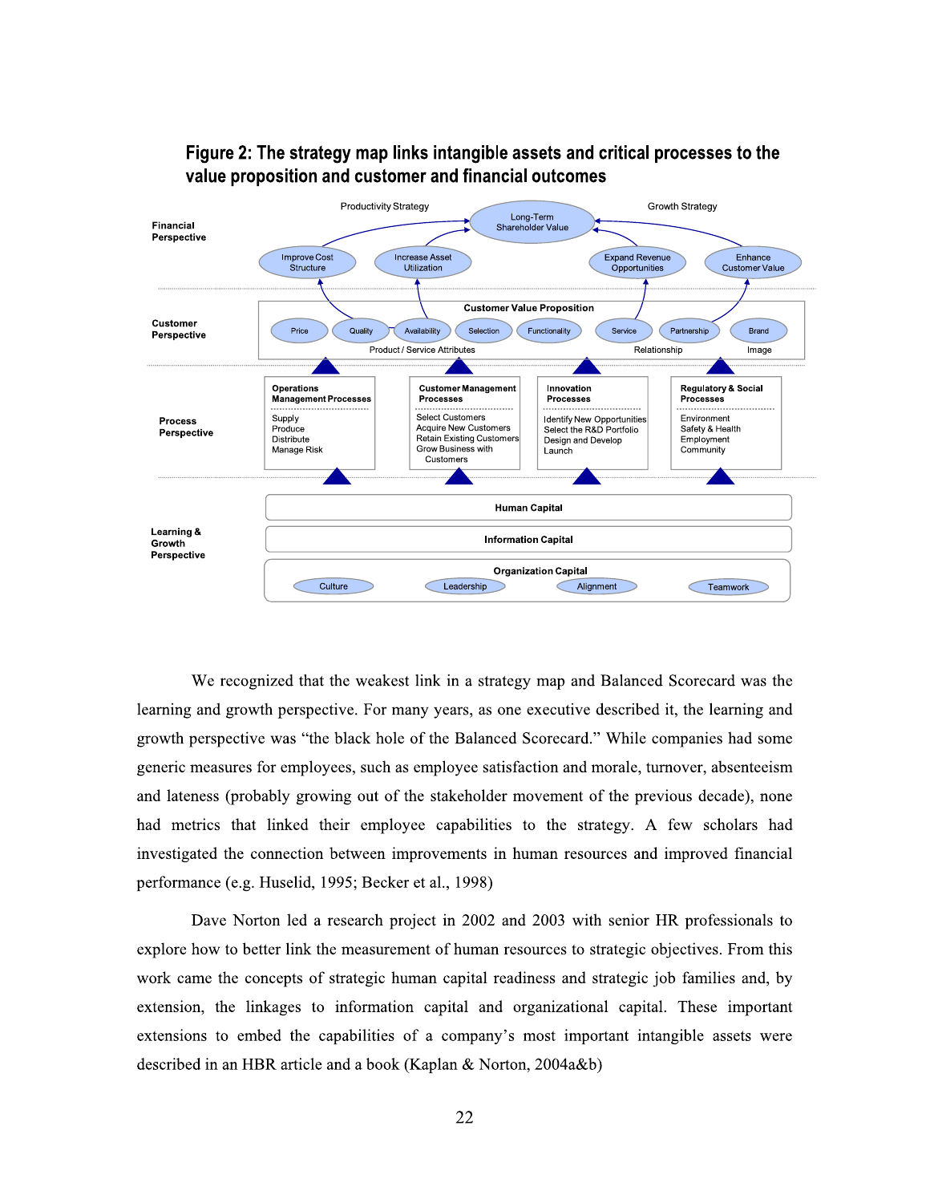**Figure 2: The strategy map links intangible assets and critical processes to the value proposition and customer and financial outcomes**

**Financial Perspective**

- Productivity Strategy: Improve Cost Structure; Increase Asset Utilization
- Long-Term Shareholder Value
- Growth Strategy: Expand Revenue Opportunities; Enhance Customer Value

**Customer Perspective**

Customer Value Proposition

- Product / Service Attributes: Price; Quality; Availability; Selection; Functionality
- Relationship: Service; Partnership
- Image: Brand

**Process Perspective**

| Operations Management Processes | Customer Management Processes | Innovation Processes | Regulatory & Social Processes |
|---|---|---|---|
| Supply<br>Produce<br>Distribute<br>Manage Risk | Select Customers<br>Acquire New Customers<br>Retain Existing Customers<br>Grow Business with Customers | Identify New Opportunities<br>Select the R&D Portfolio<br>Design and Develop<br>Launch | Environment<br>Safety & Health<br>Employment<br>Community |

**Learning & Growth Perspective**

- Human Capital
- Information Capital
- Organization Capital: Culture; Leadership; Alignment; Teamwork

We recognized that the weakest link in a strategy map and Balanced Scorecard was the learning and growth perspective. For many years, as one executive described it, the learning and growth perspective was "the black hole of the Balanced Scorecard." While companies had some generic measures for employees, such as employee satisfaction and morale, turnover, absenteeism and lateness (probably growing out of the stakeholder movement of the previous decade), none had metrics that linked their employee capabilities to the strategy. A few scholars had investigated the connection between improvements in human resources and improved financial performance (e.g. Huselid, 1995; Becker et al., 1998)

Dave Norton led a research project in 2002 and 2003 with senior HR professionals to explore how to better link the measurement of human resources to strategic objectives. From this work came the concepts of strategic human capital readiness and strategic job families and, by extension, the linkages to information capital and organizational capital. These important extensions to embed the capabilities of a company's most important intangible assets were described in an HBR article and a book (Kaplan & Norton, 2004a&b)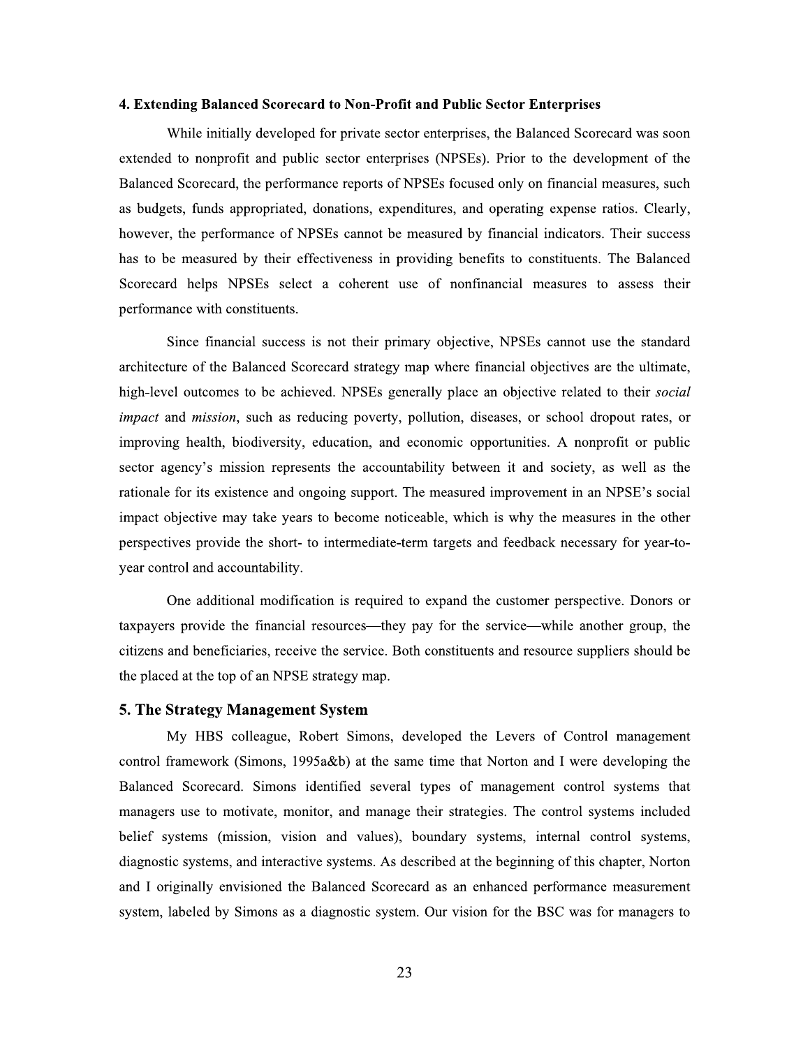### 4. Extending Balanced Scorecard to Non-Profit and Public Sector Enterprises

While initially developed for private sector enterprises, the Balanced Scorecard was soon extended to nonprofit and public sector enterprises (NPSEs). Prior to the development of the Balanced Scorecard, the performance reports of NPSEs focused only on financial measures, such as budgets, funds appropriated, donations, expenditures, and operating expense ratios. Clearly, however, the performance of NPSEs cannot be measured by financial indicators. Their success has to be measured by their effectiveness in providing benefits to constituents. The Balanced Scorecard helps NPSEs select a coherent use of nonfinancial measures to assess their performance with constituents.

Since financial success is not their primary objective, NPSEs cannot use the standard architecture of the Balanced Scorecard strategy map where financial objectives are the ultimate, high-level outcomes to be achieved. NPSEs generally place an objective related to their *social impact* and *mission*, such as reducing poverty, pollution, diseases, or school dropout rates, or improving health, biodiversity, education, and economic opportunities. A nonprofit or public sector agency's mission represents the accountability between it and society, as well as the rationale for its existence and ongoing support. The measured improvement in an NPSE's social impact objective may take years to become noticeable, which is why the measures in the other perspectives provide the short- to intermediate-term targets and feedback necessary for year-to-year control and accountability.

One additional modification is required to expand the customer perspective. Donors or taxpayers provide the financial resources—they pay for the service—while another group, the citizens and beneficiaries, receive the service. Both constituents and resource suppliers should be the placed at the top of an NPSE strategy map.

## 5. The Strategy Management System

My HBS colleague, Robert Simons, developed the Levers of Control management control framework (Simons, 1995a&b) at the same time that Norton and I were developing the Balanced Scorecard. Simons identified several types of management control systems that managers use to motivate, monitor, and manage their strategies. The control systems included belief systems (mission, vision and values), boundary systems, internal control systems, diagnostic systems, and interactive systems. As described at the beginning of this chapter, Norton and I originally envisioned the Balanced Scorecard as an enhanced performance measurement system, labeled by Simons as a diagnostic system. Our vision for the BSC was for managers to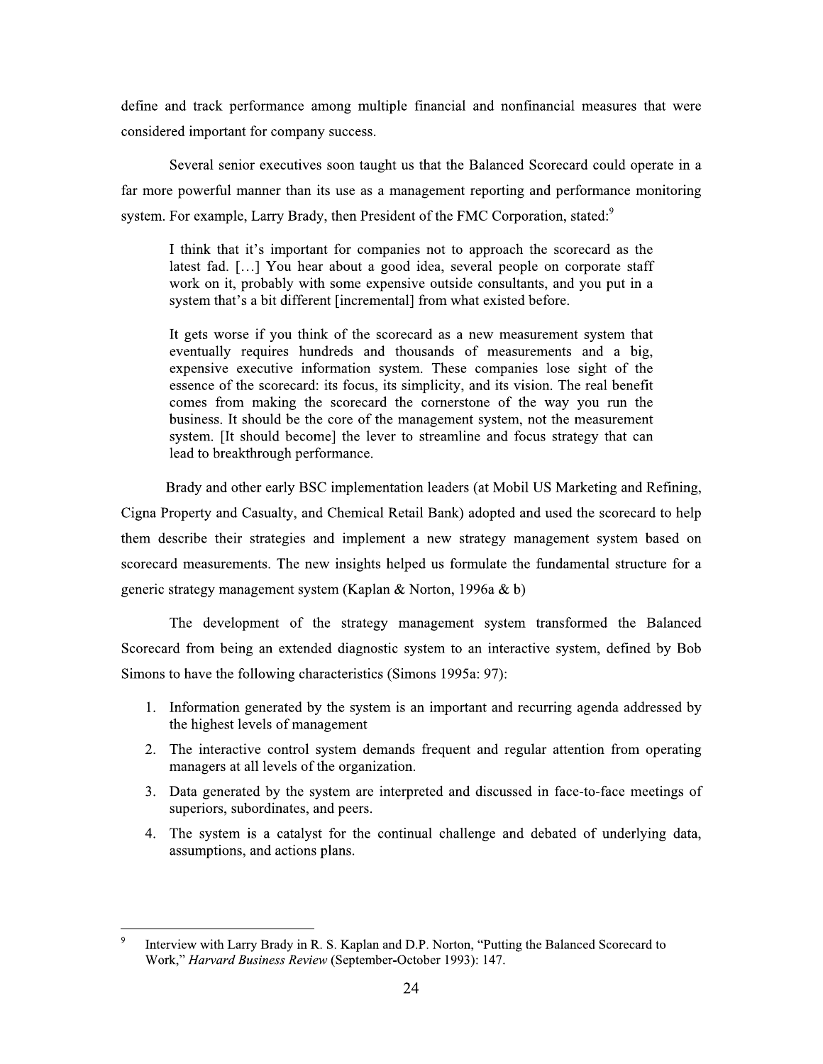define and track performance among multiple financial and nonfinancial measures that were considered important for company success.

Several senior executives soon taught us that the Balanced Scorecard could operate in a far more powerful manner than its use as a management reporting and performance monitoring system. For example, Larry Brady, then President of the FMC Corporation, stated:[9]

> I think that it's important for companies not to approach the scorecard as the latest fad. […] You hear about a good idea, several people on corporate staff work on it, probably with some expensive outside consultants, and you put in a system that's a bit different [incremental] from what existed before.
>
> It gets worse if you think of the scorecard as a new measurement system that eventually requires hundreds and thousands of measurements and a big, expensive executive information system. These companies lose sight of the essence of the scorecard: its focus, its simplicity, and its vision. The real benefit comes from making the scorecard the cornerstone of the way you run the business. It should be the core of the management system, not the measurement system. [It should become] the lever to streamline and focus strategy that can lead to breakthrough performance.

Brady and other early BSC implementation leaders (at Mobil US Marketing and Refining, Cigna Property and Casualty, and Chemical Retail Bank) adopted and used the scorecard to help them describe their strategies and implement a new strategy management system based on scorecard measurements. The new insights helped us formulate the fundamental structure for a generic strategy management system (Kaplan & Norton, 1996a & b)

The development of the strategy management system transformed the Balanced Scorecard from being an extended diagnostic system to an interactive system, defined by Bob Simons to have the following characteristics (Simons 1995a: 97):

1. Information generated by the system is an important and recurring agenda addressed by the highest levels of management
2. The interactive control system demands frequent and regular attention from operating managers at all levels of the organization.
3. Data generated by the system are interpreted and discussed in face-to-face meetings of superiors, subordinates, and peers.
4. The system is a catalyst for the continual challenge and debated of underlying data, assumptions, and actions plans.

---

[9] Interview with Larry Brady in R. S. Kaplan and D.P. Norton, "Putting the Balanced Scorecard to Work," *Harvard Business Review* (September-October 1993): 147.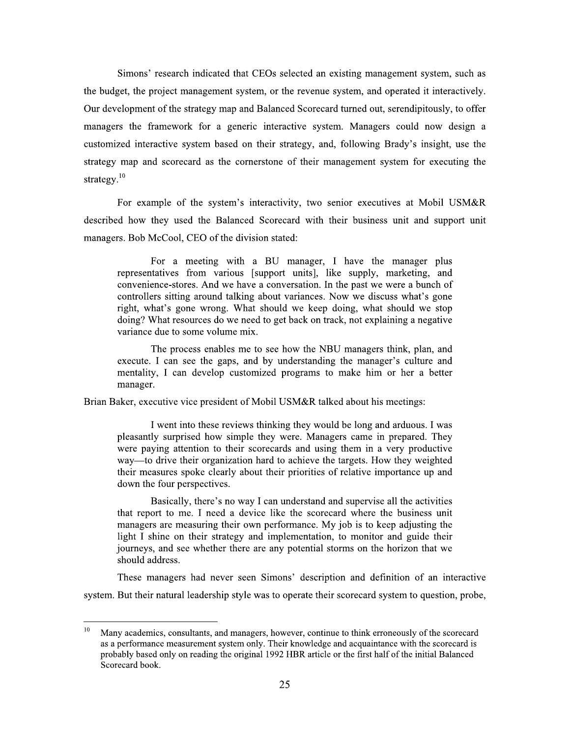Simons' research indicated that CEOs selected an existing management system, such as the budget, the project management system, or the revenue system, and operated it interactively. Our development of the strategy map and Balanced Scorecard turned out, serendipitously, to offer managers the framework for a generic interactive system. Managers could now design a customized interactive system based on their strategy, and, following Brady's insight, use the strategy map and scorecard as the cornerstone of their management system for executing the strategy.[10]

For example of the system's interactivity, two senior executives at Mobil USM&R described how they used the Balanced Scorecard with their business unit and support unit managers. Bob McCool, CEO of the division stated:

> For a meeting with a BU manager, I have the manager plus representatives from various [support units], like supply, marketing, and convenience-stores. And we have a conversation. In the past we were a bunch of controllers sitting around talking about variances. Now we discuss what's gone right, what's gone wrong. What should we keep doing, what should we stop doing? What resources do we need to get back on track, not explaining a negative variance due to some volume mix.
>
> The process enables me to see how the NBU managers think, plan, and execute. I can see the gaps, and by understanding the manager's culture and mentality, I can develop customized programs to make him or her a better manager.

Brian Baker, executive vice president of Mobil USM&R talked about his meetings:

> I went into these reviews thinking they would be long and arduous. I was pleasantly surprised how simple they were. Managers came in prepared. They were paying attention to their scorecards and using them in a very productive way—to drive their organization hard to achieve the targets. How they weighted their measures spoke clearly about their priorities of relative importance up and down the four perspectives.
>
> Basically, there's no way I can understand and supervise all the activities that report to me. I need a device like the scorecard where the business unit managers are measuring their own performance. My job is to keep adjusting the light I shine on their strategy and implementation, to monitor and guide their journeys, and see whether there are any potential storms on the horizon that we should address.

These managers had never seen Simons' description and definition of an interactive system. But their natural leadership style was to operate their scorecard system to question, probe,

---

[10] Many academics, consultants, and managers, however, continue to think erroneously of the scorecard as a performance measurement system only. Their knowledge and acquaintance with the scorecard is probably based only on reading the original 1992 HBR article or the first half of the initial Balanced Scorecard book.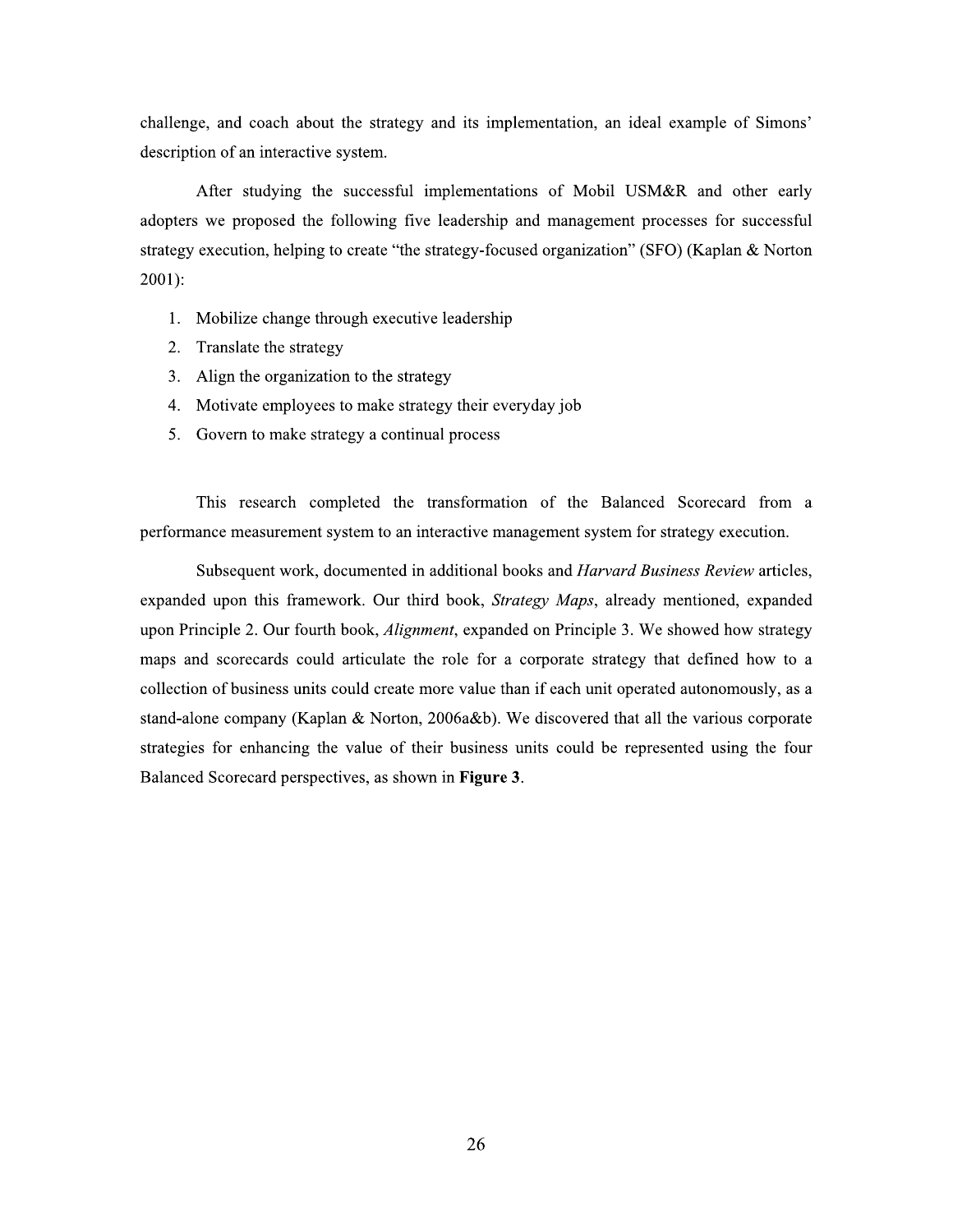challenge, and coach about the strategy and its implementation, an ideal example of Simons' description of an interactive system.

After studying the successful implementations of Mobil USM&R and other early adopters we proposed the following five leadership and management processes for successful strategy execution, helping to create "the strategy-focused organization" (SFO) (Kaplan & Norton 2001):

1. Mobilize change through executive leadership
2. Translate the strategy
3. Align the organization to the strategy
4. Motivate employees to make strategy their everyday job
5. Govern to make strategy a continual process

This research completed the transformation of the Balanced Scorecard from a performance measurement system to an interactive management system for strategy execution.

Subsequent work, documented in additional books and *Harvard Business Review* articles, expanded upon this framework. Our third book, *Strategy Maps*, already mentioned, expanded upon Principle 2. Our fourth book, *Alignment*, expanded on Principle 3. We showed how strategy maps and scorecards could articulate the role for a corporate strategy that defined how to a collection of business units could create more value than if each unit operated autonomously, as a stand-alone company (Kaplan & Norton, 2006a&b). We discovered that all the various corporate strategies for enhancing the value of their business units could be represented using the four Balanced Scorecard perspectives, as shown in **Figure 3**.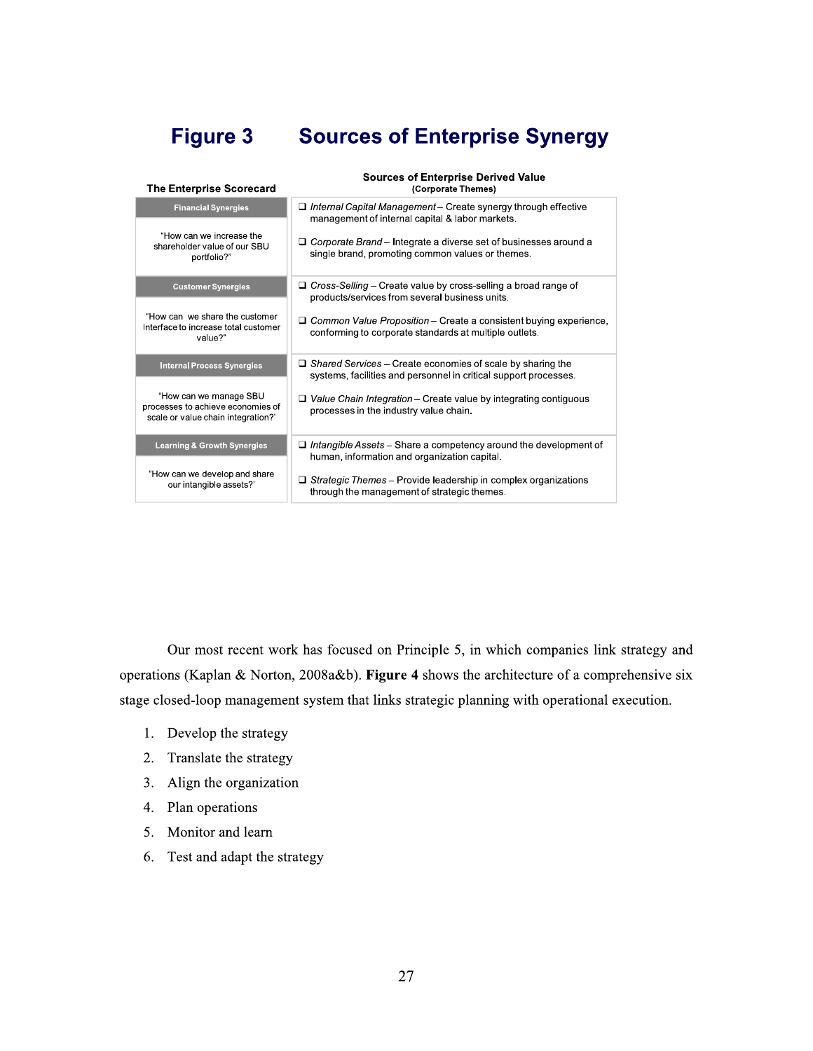## Figure 3 Sources of Enterprise Synergy

| The Enterprise Scorecard | Sources of Enterprise Derived Value (Corporate Themes) |
|---|---|
| **Financial Synergies** "How can we increase the shareholder value of our SBU portfolio?" | ❑ *Internal Capital Management* – Create synergy through effective management of internal capital & labor markets. ❑ *Corporate Brand* – Integrate a diverse set of businesses around a single brand, promoting common values or themes. |
| **Customer Synergies** "How can we share the customer Interface to increase total customer value?" | ❑ *Cross-Selling* – Create value by cross-selling a broad range of products/services from several business units. ❑ *Common Value Proposition* – Create a consistent buying experience, conforming to corporate standards at multiple outlets. |
| **Internal Process Synergies** "How can we manage SBU processes to achieve economies of scale or value chain integration?' | ❑ *Shared Services* – Create economies of scale by sharing the systems, facilities and personnel in critical support processes. ❑ *Value Chain Integration* – Create value by integrating contiguous processes in the industry value chain. |
| **Learning & Growth Synergies** "How can we develop and share our intangible assets?' | ❑ *Intangible Assets* – Share a competency around the development of human, information and organization capital. ❑ *Strategic Themes* – Provide leadership in complex organizations through the management of strategic themes. |

Our most recent work has focused on Principle 5, in which companies link strategy and operations (Kaplan & Norton, 2008a&b). **Figure 4** shows the architecture of a comprehensive six stage closed-loop management system that links strategic planning with operational execution.

1. Develop the strategy
2. Translate the strategy
3. Align the organization
4. Plan operations
5. Monitor and learn
6. Test and adapt the strategy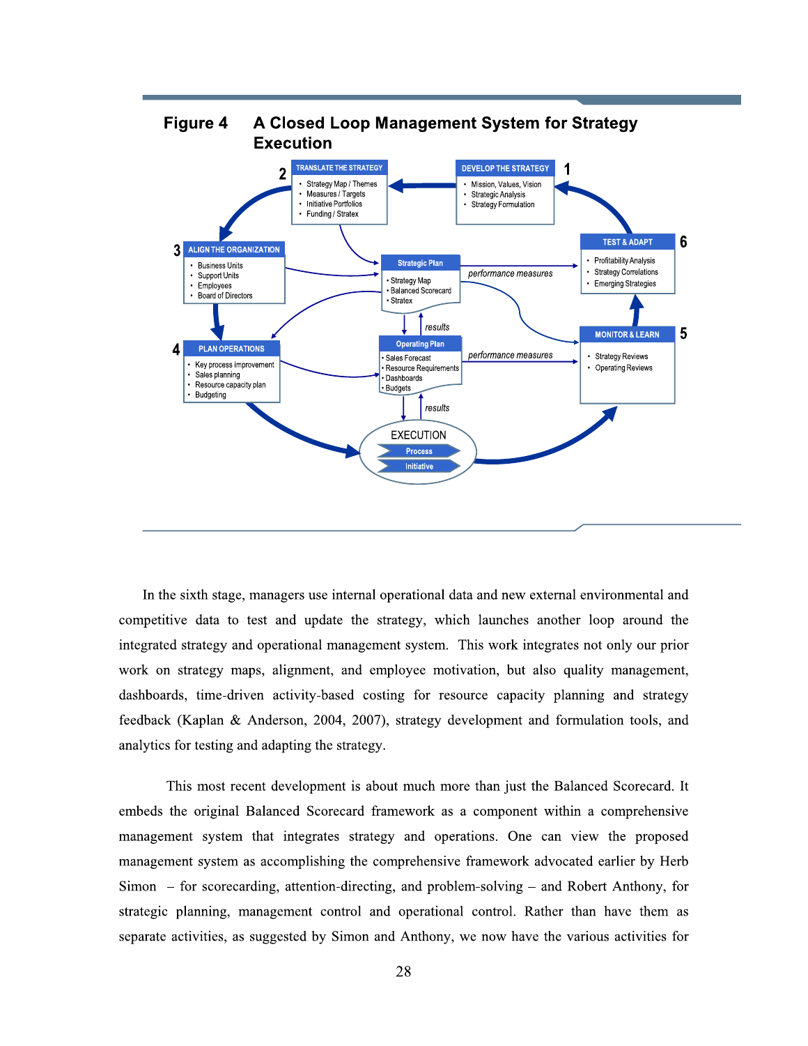**Figure 4 A Closed Loop Management System for Strategy Execution**

**1 DEVELOP THE STRATEGY**
- Mission, Values, Vision
- Strategic Analysis
- Strategy Formulation

**2 TRANSLATE THE STRATEGY**
- Strategy Map / Themes
- Measures / Targets
- Initiative Portfolios
- Funding / Stratex

**3 ALIGN THE ORGANIZATION**
- Business Units
- Support Units
- Employees
- Board of Directors

**4 PLAN OPERATIONS**
- Key process improvement
- Sales planning
- Resource capacity plan
- Budgeting

**5 MONITOR & LEARN**
- Strategy Reviews
- Operating Reviews

**6 TEST & ADAPT**
- Profitability Analysis
- Strategy Correlations
- Emerging Strategies

**Strategic Plan**
- Strategy Map
- Balanced Scorecard
- Stratex

**Operating Plan**
- Sales Forecast
- Resource Requirements
- Dashboards
- Budgets

**EXECUTION**
- Process
- Initiative

*performance measures* / *results*

In the sixth stage, managers use internal operational data and new external environmental and competitive data to test and update the strategy, which launches another loop around the integrated strategy and operational management system. This work integrates not only our prior work on strategy maps, alignment, and employee motivation, but also quality management, dashboards, time-driven activity-based costing for resource capacity planning and strategy feedback (Kaplan & Anderson, 2004, 2007), strategy development and formulation tools, and analytics for testing and adapting the strategy.

This most recent development is about much more than just the Balanced Scorecard. It embeds the original Balanced Scorecard framework as a component within a comprehensive management system that integrates strategy and operations. One can view the proposed management system as accomplishing the comprehensive framework advocated earlier by Herb Simon – for scorecarding, attention-directing, and problem-solving – and Robert Anthony, for strategic planning, management control and operational control. Rather than have them as separate activities, as suggested by Simon and Anthony, we now have the various activities for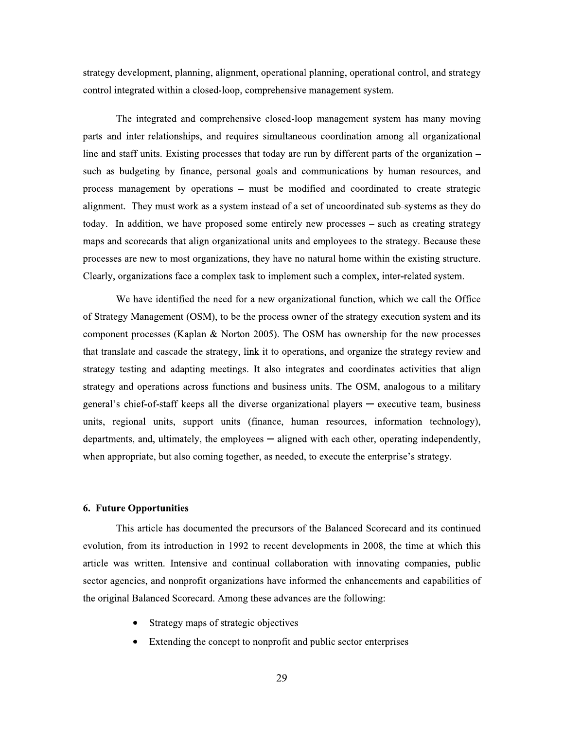strategy development, planning, alignment, operational planning, operational control, and strategy control integrated within a closed-loop, comprehensive management system.

The integrated and comprehensive closed-loop management system has many moving parts and inter-relationships, and requires simultaneous coordination among all organizational line and staff units. Existing processes that today are run by different parts of the organization – such as budgeting by finance, personal goals and communications by human resources, and process management by operations – must be modified and coordinated to create strategic alignment. They must work as a system instead of a set of uncoordinated sub-systems as they do today. In addition, we have proposed some entirely new processes – such as creating strategy maps and scorecards that align organizational units and employees to the strategy. Because these processes are new to most organizations, they have no natural home within the existing structure. Clearly, organizations face a complex task to implement such a complex, inter-related system.

We have identified the need for a new organizational function, which we call the Office of Strategy Management (OSM), to be the process owner of the strategy execution system and its component processes (Kaplan & Norton 2005). The OSM has ownership for the new processes that translate and cascade the strategy, link it to operations, and organize the strategy review and strategy testing and adapting meetings. It also integrates and coordinates activities that align strategy and operations across functions and business units. The OSM, analogous to a military general's chief-of-staff keeps all the diverse organizational players — executive team, business units, regional units, support units (finance, human resources, information technology), departments, and, ultimately, the employees — aligned with each other, operating independently, when appropriate, but also coming together, as needed, to execute the enterprise's strategy.

## 6. Future Opportunities

This article has documented the precursors of the Balanced Scorecard and its continued evolution, from its introduction in 1992 to recent developments in 2008, the time at which this article was written. Intensive and continual collaboration with innovating companies, public sector agencies, and nonprofit organizations have informed the enhancements and capabilities of the original Balanced Scorecard. Among these advances are the following:

- Strategy maps of strategic objectives
- Extending the concept to nonprofit and public sector enterprises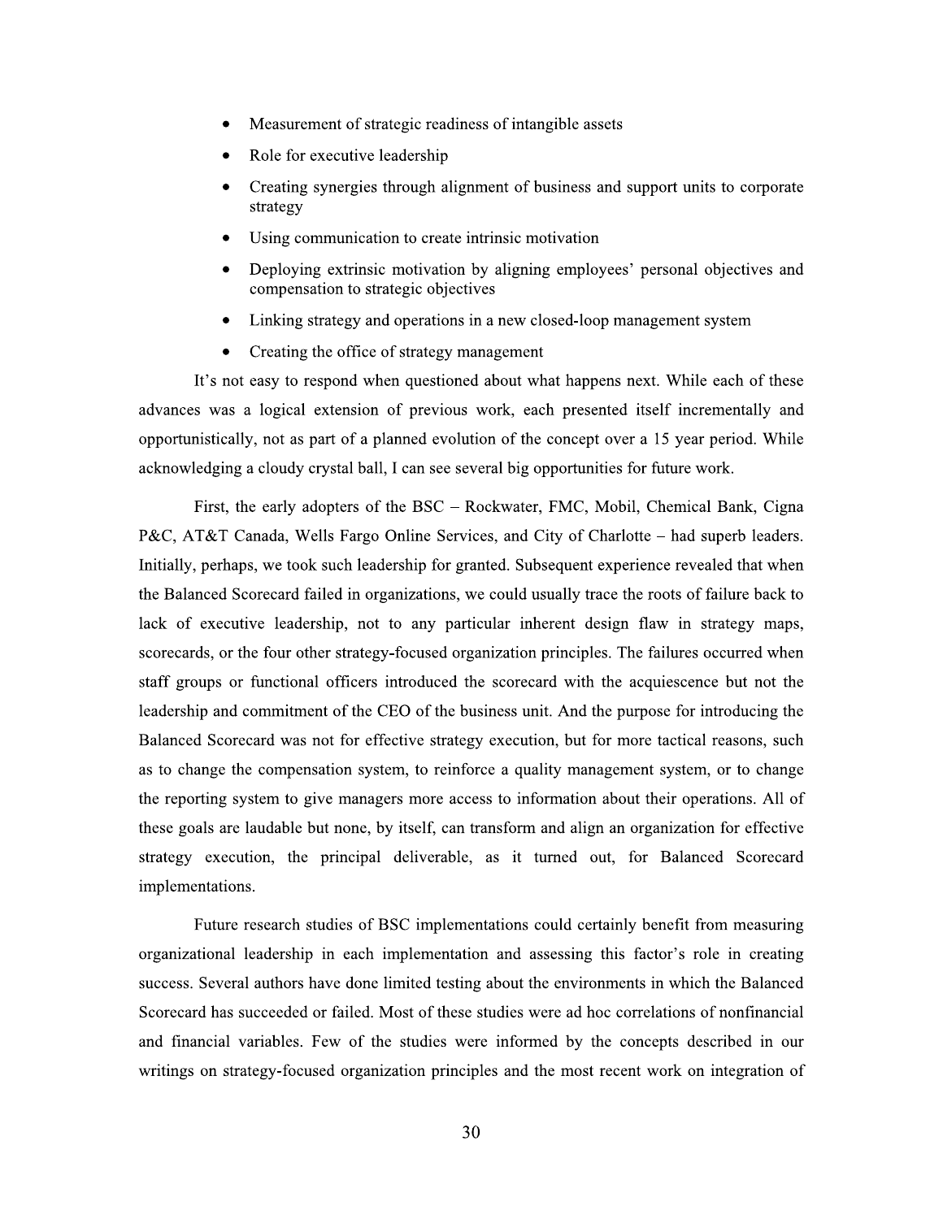- Measurement of strategic readiness of intangible assets
- Role for executive leadership
- Creating synergies through alignment of business and support units to corporate strategy
- Using communication to create intrinsic motivation
- Deploying extrinsic motivation by aligning employees' personal objectives and compensation to strategic objectives
- Linking strategy and operations in a new closed-loop management system
- Creating the office of strategy management

It's not easy to respond when questioned about what happens next. While each of these advances was a logical extension of previous work, each presented itself incrementally and opportunistically, not as part of a planned evolution of the concept over a 15 year period. While acknowledging a cloudy crystal ball, I can see several big opportunities for future work.

First, the early adopters of the BSC – Rockwater, FMC, Mobil, Chemical Bank, Cigna P&C, AT&T Canada, Wells Fargo Online Services, and City of Charlotte – had superb leaders. Initially, perhaps, we took such leadership for granted. Subsequent experience revealed that when the Balanced Scorecard failed in organizations, we could usually trace the roots of failure back to lack of executive leadership, not to any particular inherent design flaw in strategy maps, scorecards, or the four other strategy-focused organization principles. The failures occurred when staff groups or functional officers introduced the scorecard with the acquiescence but not the leadership and commitment of the CEO of the business unit. And the purpose for introducing the Balanced Scorecard was not for effective strategy execution, but for more tactical reasons, such as to change the compensation system, to reinforce a quality management system, or to change the reporting system to give managers more access to information about their operations. All of these goals are laudable but none, by itself, can transform and align an organization for effective strategy execution, the principal deliverable, as it turned out, for Balanced Scorecard implementations.

Future research studies of BSC implementations could certainly benefit from measuring organizational leadership in each implementation and assessing this factor's role in creating success. Several authors have done limited testing about the environments in which the Balanced Scorecard has succeeded or failed. Most of these studies were ad hoc correlations of nonfinancial and financial variables. Few of the studies were informed by the concepts described in our writings on strategy-focused organization principles and the most recent work on integration of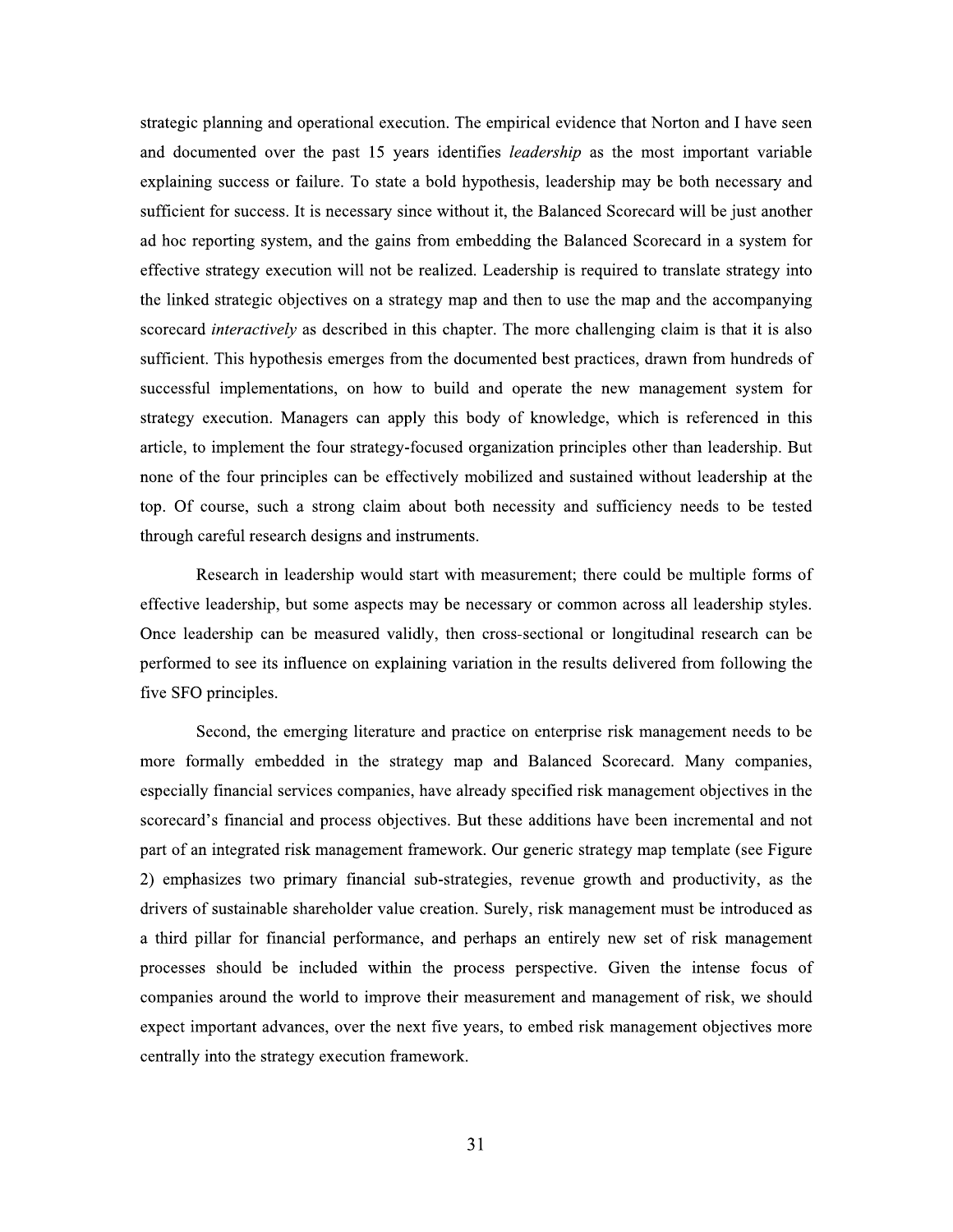strategic planning and operational execution. The empirical evidence that Norton and I have seen and documented over the past 15 years identifies *leadership* as the most important variable explaining success or failure. To state a bold hypothesis, leadership may be both necessary and sufficient for success. It is necessary since without it, the Balanced Scorecard will be just another ad hoc reporting system, and the gains from embedding the Balanced Scorecard in a system for effective strategy execution will not be realized. Leadership is required to translate strategy into the linked strategic objectives on a strategy map and then to use the map and the accompanying scorecard *interactively* as described in this chapter. The more challenging claim is that it is also sufficient. This hypothesis emerges from the documented best practices, drawn from hundreds of successful implementations, on how to build and operate the new management system for strategy execution. Managers can apply this body of knowledge, which is referenced in this article, to implement the four strategy-focused organization principles other than leadership. But none of the four principles can be effectively mobilized and sustained without leadership at the top. Of course, such a strong claim about both necessity and sufficiency needs to be tested through careful research designs and instruments.

Research in leadership would start with measurement; there could be multiple forms of effective leadership, but some aspects may be necessary or common across all leadership styles. Once leadership can be measured validly, then cross-sectional or longitudinal research can be performed to see its influence on explaining variation in the results delivered from following the five SFO principles.

Second, the emerging literature and practice on enterprise risk management needs to be more formally embedded in the strategy map and Balanced Scorecard. Many companies, especially financial services companies, have already specified risk management objectives in the scorecard's financial and process objectives. But these additions have been incremental and not part of an integrated risk management framework. Our generic strategy map template (see Figure 2) emphasizes two primary financial sub-strategies, revenue growth and productivity, as the drivers of sustainable shareholder value creation. Surely, risk management must be introduced as a third pillar for financial performance, and perhaps an entirely new set of risk management processes should be included within the process perspective. Given the intense focus of companies around the world to improve their measurement and management of risk, we should expect important advances, over the next five years, to embed risk management objectives more centrally into the strategy execution framework.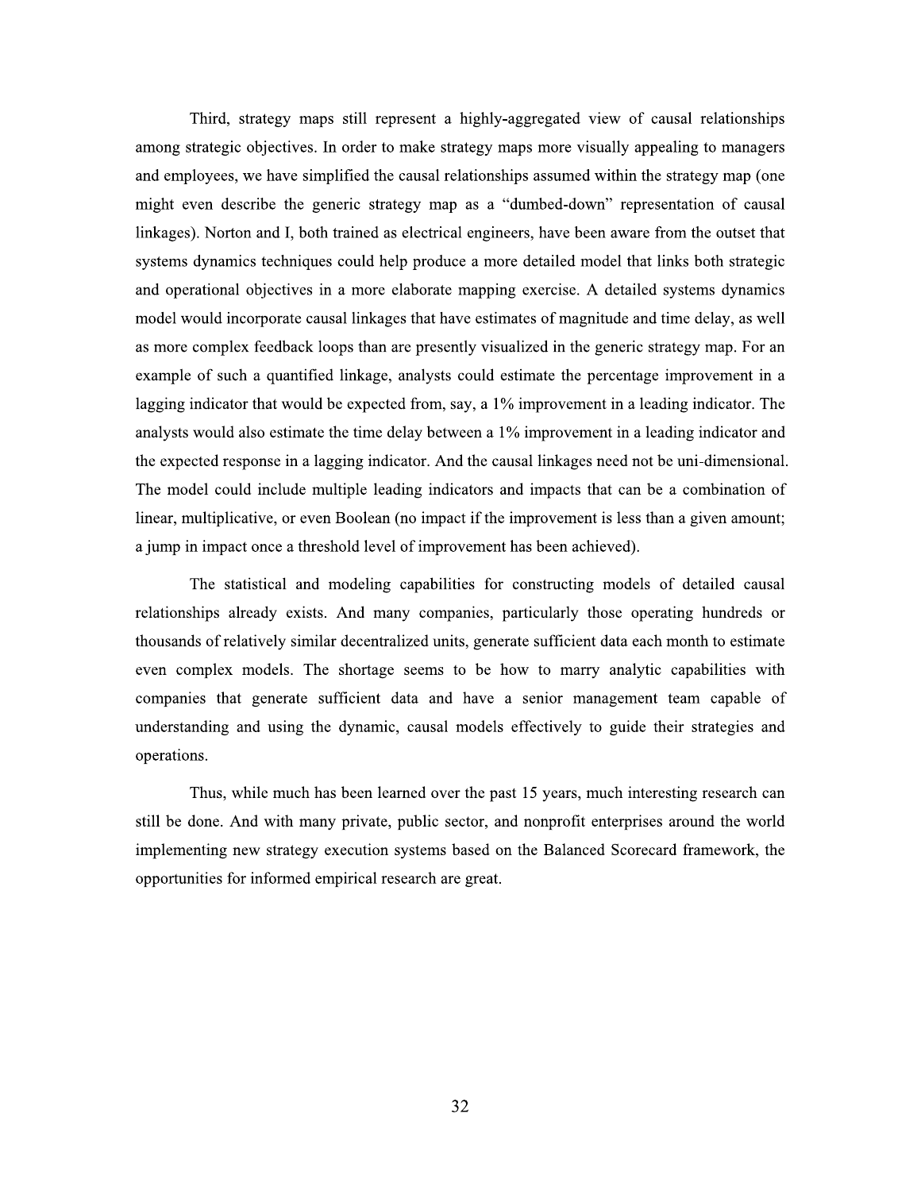Third, strategy maps still represent a highly-aggregated view of causal relationships among strategic objectives. In order to make strategy maps more visually appealing to managers and employees, we have simplified the causal relationships assumed within the strategy map (one might even describe the generic strategy map as a "dumbed-down" representation of causal linkages). Norton and I, both trained as electrical engineers, have been aware from the outset that systems dynamics techniques could help produce a more detailed model that links both strategic and operational objectives in a more elaborate mapping exercise. A detailed systems dynamics model would incorporate causal linkages that have estimates of magnitude and time delay, as well as more complex feedback loops than are presently visualized in the generic strategy map. For an example of such a quantified linkage, analysts could estimate the percentage improvement in a lagging indicator that would be expected from, say, a 1% improvement in a leading indicator. The analysts would also estimate the time delay between a 1% improvement in a leading indicator and the expected response in a lagging indicator. And the causal linkages need not be uni-dimensional. The model could include multiple leading indicators and impacts that can be a combination of linear, multiplicative, or even Boolean (no impact if the improvement is less than a given amount; a jump in impact once a threshold level of improvement has been achieved).

The statistical and modeling capabilities for constructing models of detailed causal relationships already exists. And many companies, particularly those operating hundreds or thousands of relatively similar decentralized units, generate sufficient data each month to estimate even complex models. The shortage seems to be how to marry analytic capabilities with companies that generate sufficient data and have a senior management team capable of understanding and using the dynamic, causal models effectively to guide their strategies and operations.

Thus, while much has been learned over the past 15 years, much interesting research can still be done. And with many private, public sector, and nonprofit enterprises around the world implementing new strategy execution systems based on the Balanced Scorecard framework, the opportunities for informed empirical research are great.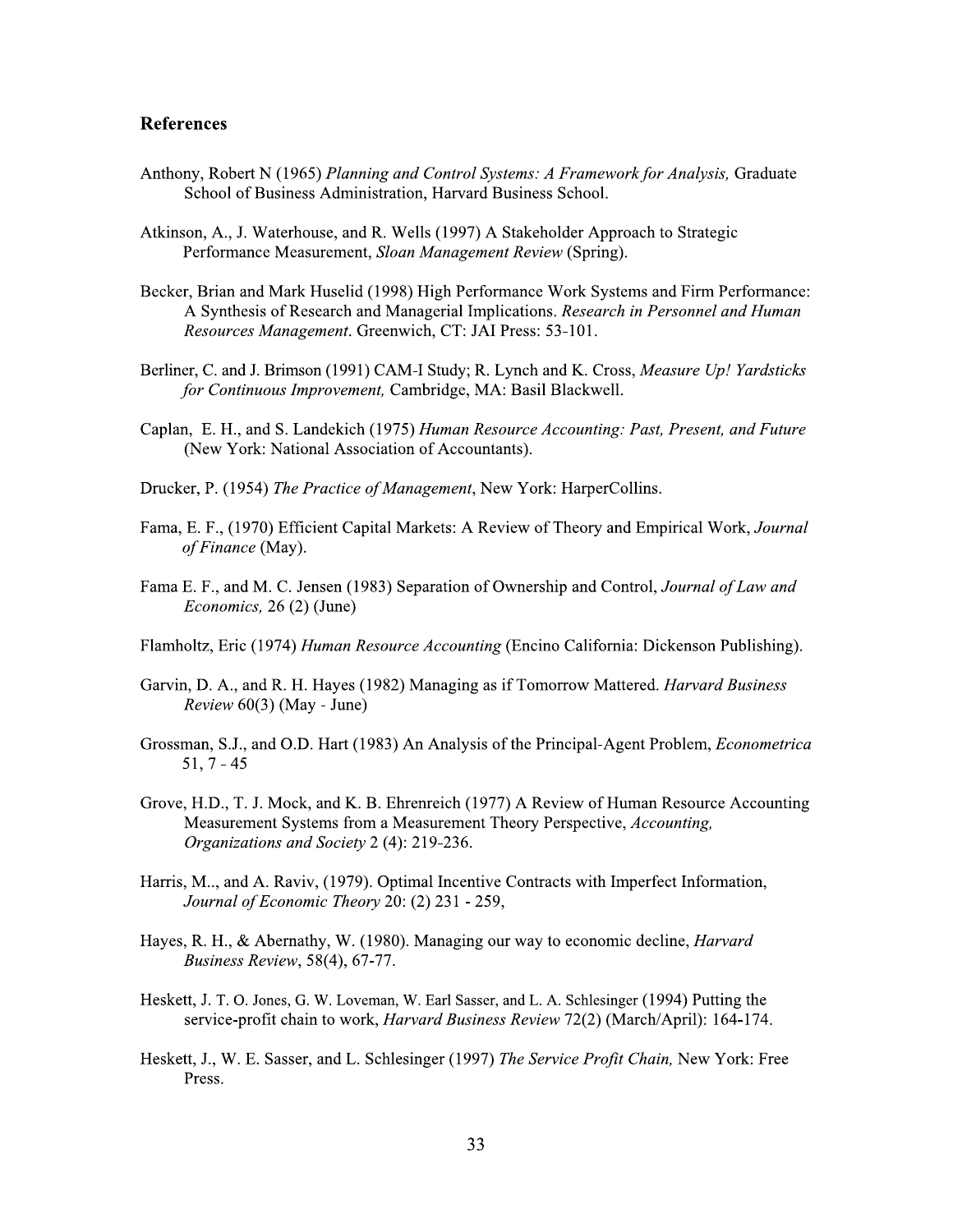## References

Anthony, Robert N (1965) *Planning and Control Systems: A Framework for Analysis,* Graduate School of Business Administration, Harvard Business School.

Atkinson, A., J. Waterhouse, and R. Wells (1997) A Stakeholder Approach to Strategic Performance Measurement, *Sloan Management Review* (Spring).

Becker, Brian and Mark Huselid (1998) High Performance Work Systems and Firm Performance: A Synthesis of Research and Managerial Implications. *Research in Personnel and Human Resources Management*. Greenwich, CT: JAI Press: 53-101.

Berliner, C. and J. Brimson (1991) CAM-I Study; R. Lynch and K. Cross, *Measure Up! Yardsticks for Continuous Improvement,* Cambridge, MA: Basil Blackwell.

Caplan, E. H., and S. Landekich (1975) *Human Resource Accounting: Past, Present, and Future* (New York: National Association of Accountants).

Drucker, P. (1954) *The Practice of Management*, New York: HarperCollins.

Fama, E. F., (1970) Efficient Capital Markets: A Review of Theory and Empirical Work, *Journal of Finance* (May).

Fama E. F., and M. C. Jensen (1983) Separation of Ownership and Control, *Journal of Law and Economics,* 26 (2) (June)

Flamholtz, Eric (1974) *Human Resource Accounting* (Encino California: Dickenson Publishing).

Garvin, D. A., and R. H. Hayes (1982) Managing as if Tomorrow Mattered. *Harvard Business Review* 60(3) (May - June)

Grossman, S.J., and O.D. Hart (1983) An Analysis of the Principal-Agent Problem, *Econometrica* 51, 7 - 45

Grove, H.D., T. J. Mock, and K. B. Ehrenreich (1977) A Review of Human Resource Accounting Measurement Systems from a Measurement Theory Perspective, *Accounting, Organizations and Society* 2 (4): 219-236.

Harris, M.., and A. Raviv, (1979). Optimal Incentive Contracts with Imperfect Information, *Journal of Economic Theory* 20: (2) 231 - 259,

Hayes, R. H., & Abernathy, W. (1980). Managing our way to economic decline, *Harvard Business Review*, 58(4), 67-77.

Heskett, J. T. O. Jones, G. W. Loveman, W. Earl Sasser, and L. A. Schlesinger (1994) Putting the service-profit chain to work, *Harvard Business Review* 72(2) (March/April): 164-174.

Heskett, J., W. E. Sasser, and L. Schlesinger (1997) *The Service Profit Chain,* New York: Free Press.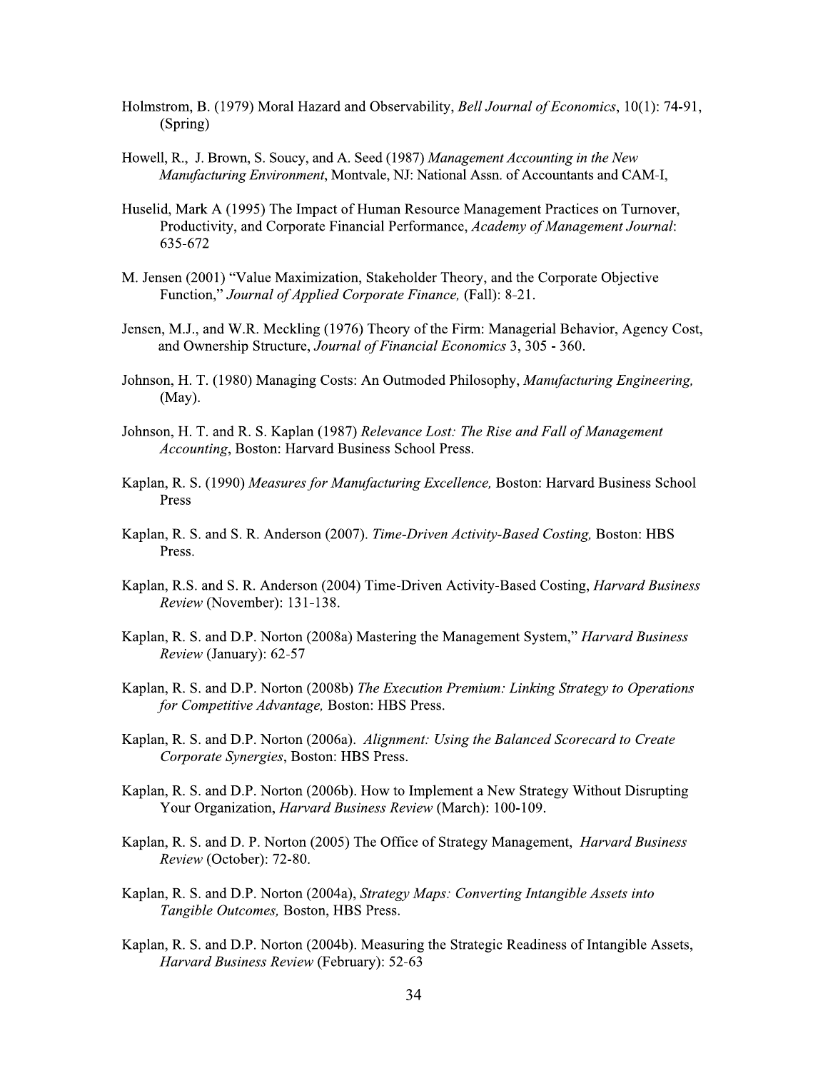Holmstrom, B. (1979) Moral Hazard and Observability, *Bell Journal of Economics*, 10(1): 74-91, (Spring)

Howell, R., J. Brown, S. Soucy, and A. Seed (1987) *Management Accounting in the New Manufacturing Environment*, Montvale, NJ: National Assn. of Accountants and CAM-I,

Huselid, Mark A (1995) The Impact of Human Resource Management Practices on Turnover, Productivity, and Corporate Financial Performance, *Academy of Management Journal*: 635-672

M. Jensen (2001) "Value Maximization, Stakeholder Theory, and the Corporate Objective Function," *Journal of Applied Corporate Finance,* (Fall): 8-21.

Jensen, M.J., and W.R. Meckling (1976) Theory of the Firm: Managerial Behavior, Agency Cost, and Ownership Structure, *Journal of Financial Economics* 3, 305 - 360.

Johnson, H. T. (1980) Managing Costs: An Outmoded Philosophy, *Manufacturing Engineering,* (May).

Johnson, H. T. and R. S. Kaplan (1987) *Relevance Lost: The Rise and Fall of Management Accounting*, Boston: Harvard Business School Press.

Kaplan, R. S. (1990) *Measures for Manufacturing Excellence,* Boston: Harvard Business School Press

Kaplan, R. S. and S. R. Anderson (2007). *Time-Driven Activity-Based Costing,* Boston: HBS Press.

Kaplan, R.S. and S. R. Anderson (2004) Time-Driven Activity-Based Costing, *Harvard Business Review* (November): 131-138.

Kaplan, R. S. and D.P. Norton (2008a) Mastering the Management System," *Harvard Business Review* (January): 62-57

Kaplan, R. S. and D.P. Norton (2008b) *The Execution Premium: Linking Strategy to Operations for Competitive Advantage,* Boston: HBS Press.

Kaplan, R. S. and D.P. Norton (2006a). *Alignment: Using the Balanced Scorecard to Create Corporate Synergies*, Boston: HBS Press.

Kaplan, R. S. and D.P. Norton (2006b). How to Implement a New Strategy Without Disrupting Your Organization, *Harvard Business Review* (March): 100-109.

Kaplan, R. S. and D. P. Norton (2005) The Office of Strategy Management, *Harvard Business Review* (October): 72-80.

Kaplan, R. S. and D.P. Norton (2004a), *Strategy Maps: Converting Intangible Assets into Tangible Outcomes,* Boston, HBS Press.

Kaplan, R. S. and D.P. Norton (2004b). Measuring the Strategic Readiness of Intangible Assets, *Harvard Business Review* (February): 52-63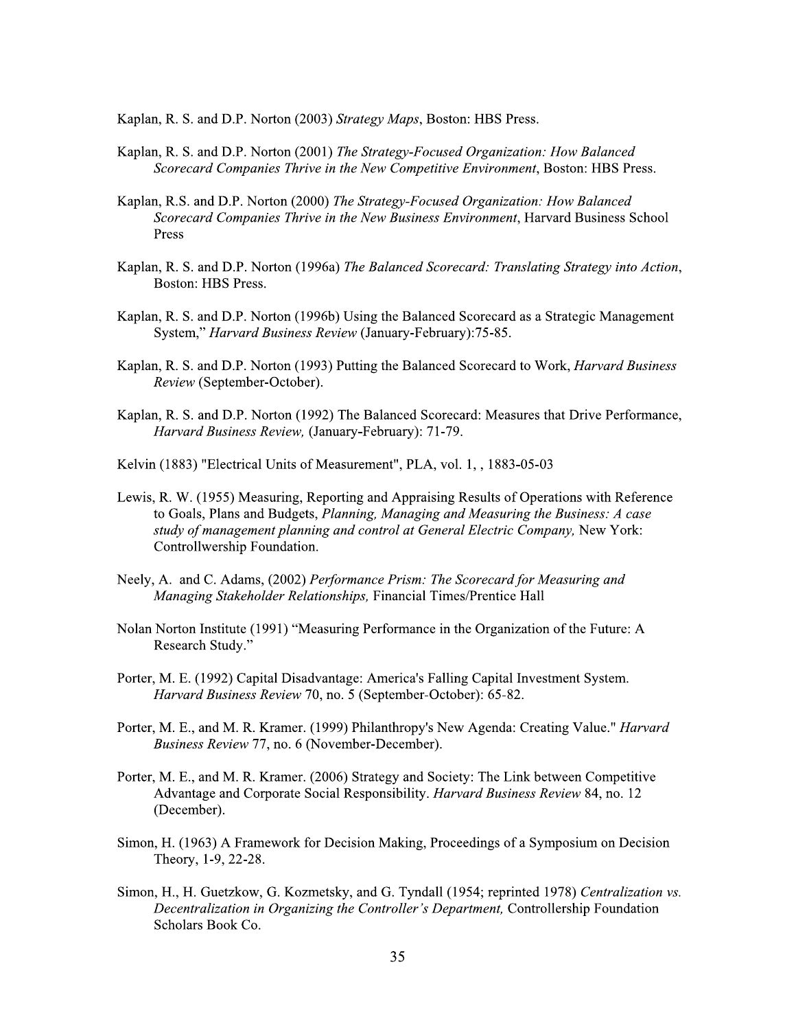Kaplan, R. S. and D.P. Norton (2003) *Strategy Maps*, Boston: HBS Press.

Kaplan, R. S. and D.P. Norton (2001) *The Strategy-Focused Organization: How Balanced Scorecard Companies Thrive in the New Competitive Environment*, Boston: HBS Press.

Kaplan, R.S. and D.P. Norton (2000) *The Strategy-Focused Organization: How Balanced Scorecard Companies Thrive in the New Business Environment*, Harvard Business School Press

Kaplan, R. S. and D.P. Norton (1996a) *The Balanced Scorecard: Translating Strategy into Action*, Boston: HBS Press.

Kaplan, R. S. and D.P. Norton (1996b) Using the Balanced Scorecard as a Strategic Management System," *Harvard Business Review* (January-February):75-85.

Kaplan, R. S. and D.P. Norton (1993) Putting the Balanced Scorecard to Work, *Harvard Business Review* (September-October).

Kaplan, R. S. and D.P. Norton (1992) The Balanced Scorecard: Measures that Drive Performance, *Harvard Business Review,* (January-February): 71-79.

Kelvin (1883) "Electrical Units of Measurement", PLA, vol. 1, , 1883-05-03

Lewis, R. W. (1955) Measuring, Reporting and Appraising Results of Operations with Reference to Goals, Plans and Budgets, *Planning, Managing and Measuring the Business: A case study of management planning and control at General Electric Company,* New York: Controllwership Foundation.

Neely, A. and C. Adams, (2002) *Performance Prism: The Scorecard for Measuring and Managing Stakeholder Relationships,* Financial Times/Prentice Hall

Nolan Norton Institute (1991) "Measuring Performance in the Organization of the Future: A Research Study."

Porter, M. E. (1992) Capital Disadvantage: America's Falling Capital Investment System. *Harvard Business Review* 70, no. 5 (September-October): 65-82.

Porter, M. E., and M. R. Kramer. (1999) Philanthropy's New Agenda: Creating Value." *Harvard Business Review* 77, no. 6 (November-December).

Porter, M. E., and M. R. Kramer. (2006) Strategy and Society: The Link between Competitive Advantage and Corporate Social Responsibility. *Harvard Business Review* 84, no. 12 (December).

Simon, H. (1963) A Framework for Decision Making, Proceedings of a Symposium on Decision Theory, 1-9, 22-28.

Simon, H., H. Guetzkow, G. Kozmetsky, and G. Tyndall (1954; reprinted 1978) *Centralization vs. Decentralization in Organizing the Controller's Department,* Controllership Foundation Scholars Book Co.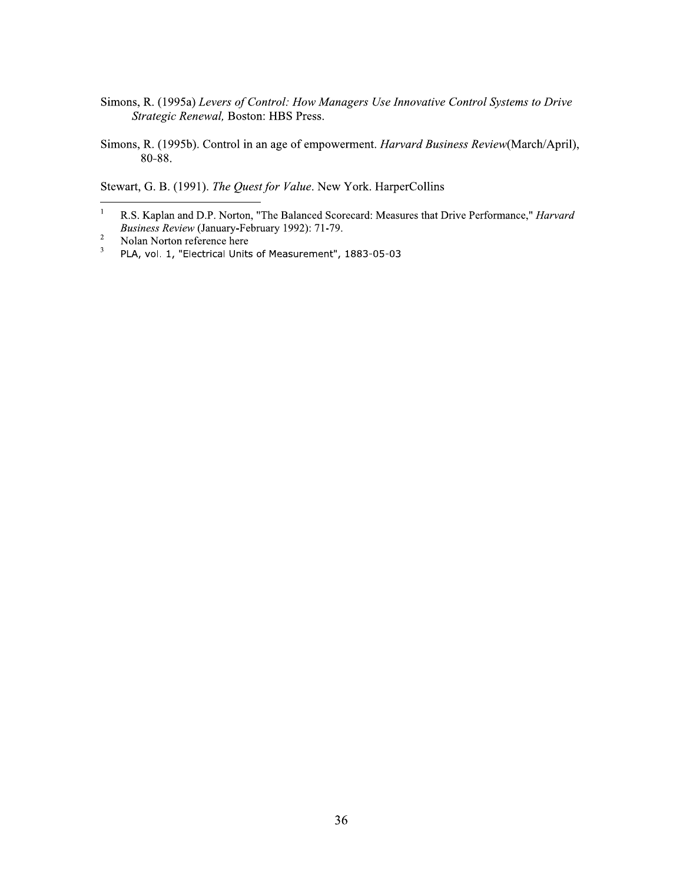Simons, R. (1995a) *Levers of Control: How Managers Use Innovative Control Systems to Drive Strategic Renewal,* Boston: HBS Press.

Simons, R. (1995b). Control in an age of empowerment. *Harvard Business Review*(March/April), 80-88.

Stewart, G. B. (1991). *The Quest for Value*. New York. HarperCollins

---

[1] R.S. Kaplan and D.P. Norton, "The Balanced Scorecard: Measures that Drive Performance," *Harvard Business Review* (January-February 1992): 71-79.

[2] Nolan Norton reference here

[3] PLA, vol. 1, "Electrical Units of Measurement", 1883-05-03